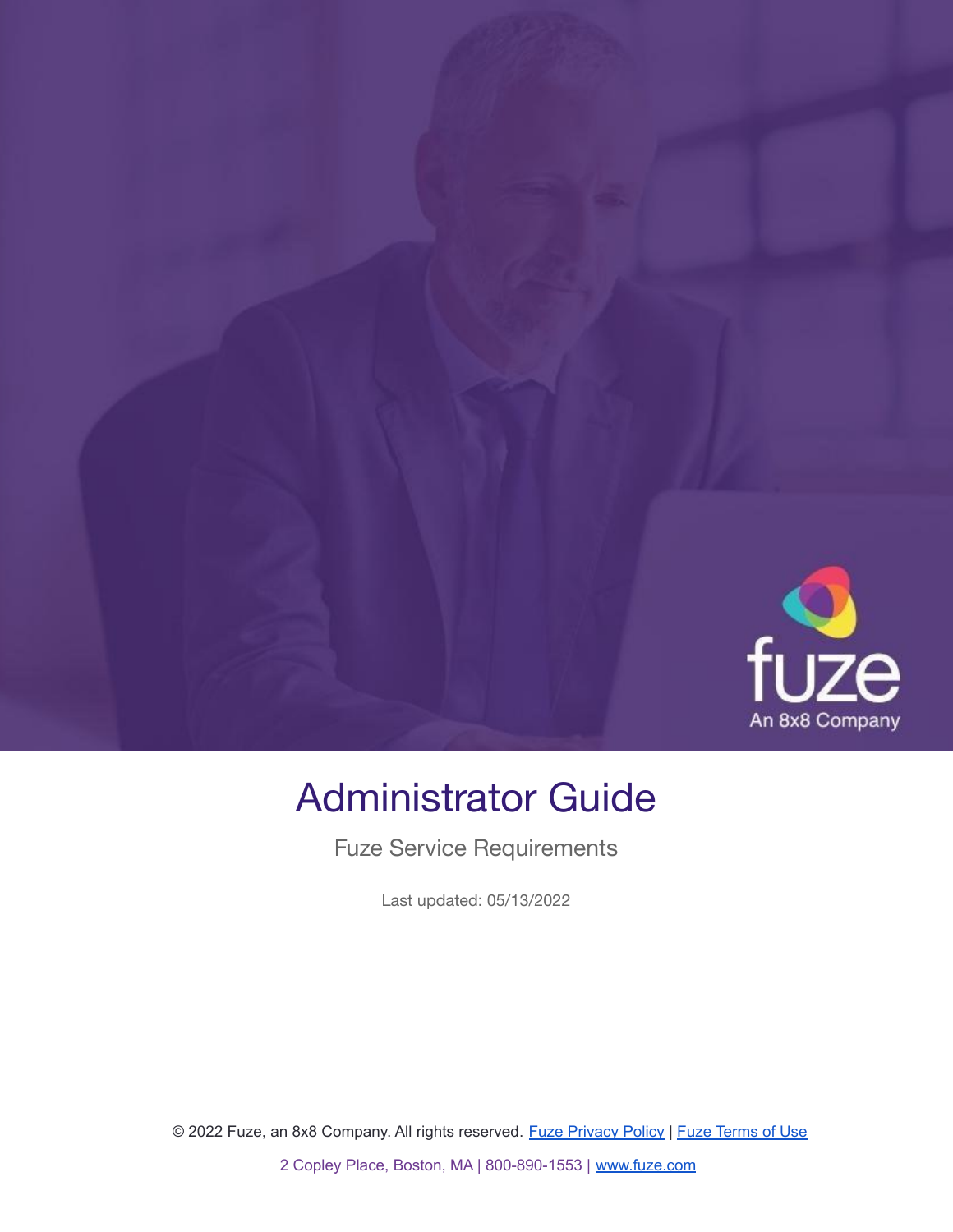# Administrator Guide

Fuze Service Requirements

Last updated: 05/13/2022

© 2022 Fuze, an 8x8 Company. All rights reserved. [Fuze Privacy Policy] | [Fuze Terms of Use]

2 Copley Place, Boston, MA | 800-890-1553 | www.fuze.com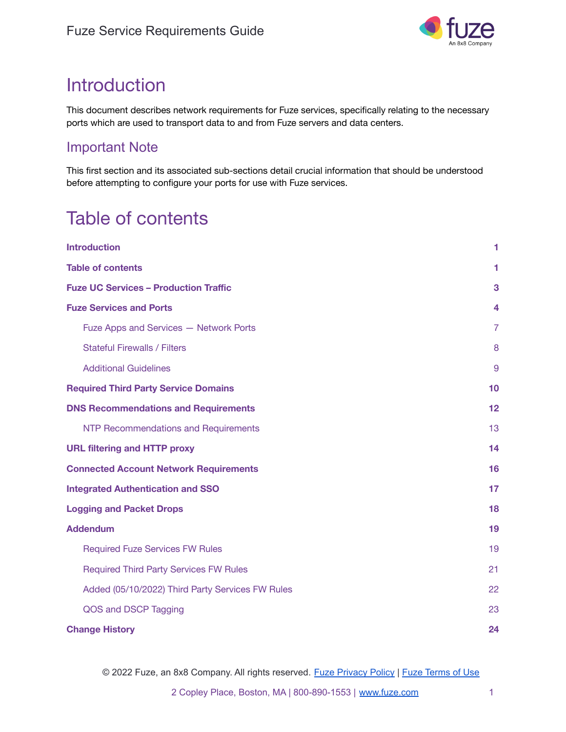# Introduction

This document describes network requirements for Fuze services, specifically relating to the necessary ports which are used to transport data to and from Fuze servers and data centers.

## Important Note

This first section and its associated sub-sections detail crucial information that should be understood before attempting to configure your ports for use with Fuze services.

# Table of contents

| | |
|---|---|
| **Introduction** | **1** |
| **Table of contents** | **1** |
| **Fuze UC Services – Production Traffic** | **3** |
| **Fuze Services and Ports** | **4** |
| Fuze Apps and Services — Network Ports | 7 |
| Stateful Firewalls / Filters | 8 |
| Additional Guidelines | 9 |
| **Required Third Party Service Domains** | **10** |
| **DNS Recommendations and Requirements** | **12** |
| NTP Recommendations and Requirements | 13 |
| **URL filtering and HTTP proxy** | **14** |
| **Connected Account Network Requirements** | **16** |
| **Integrated Authentication and SSO** | **17** |
| **Logging and Packet Drops** | **18** |
| **Addendum** | **19** |
| Required Fuze Services FW Rules | 19 |
| Required Third Party Services FW Rules | 21 |
| Added (05/10/2022) Third Party Services FW Rules | 22 |
| QOS and DSCP Tagging | 23 |
| **Change History** | **24** |

© 2022 Fuze, an 8x8 Company. All rights reserved. Fuze Privacy Policy | Fuze Terms of Use

2 Copley Place, Boston, MA | 800-890-1553 | www.fuze.com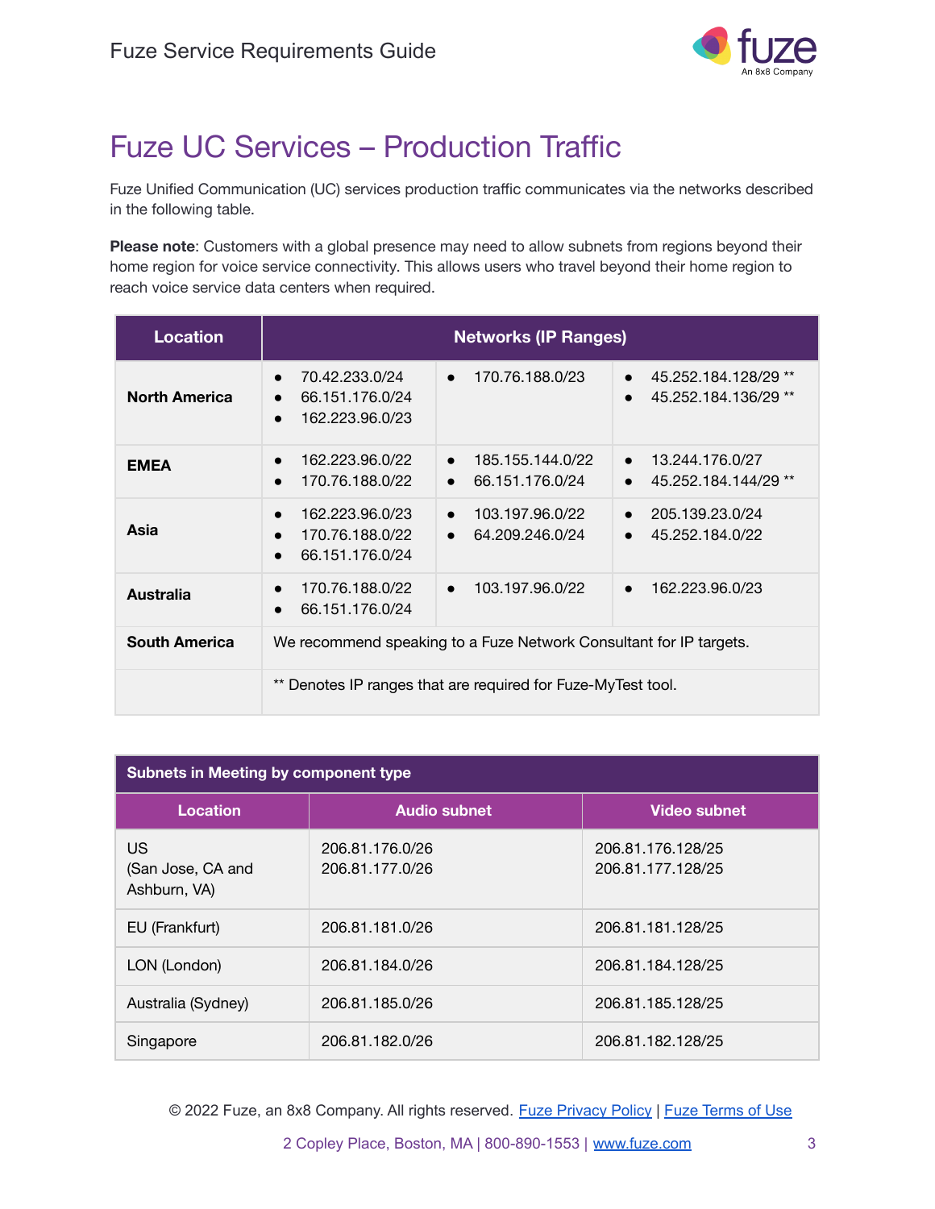# Fuze UC Services – Production Traffic

Fuze Unified Communication (UC) services production traffic communicates via the networks described in the following table.

**Please note**: Customers with a global presence may need to allow subnets from regions beyond their home region for voice service connectivity. This allows users who travel beyond their home region to reach voice service data centers when required.

| Location | Networks (IP Ranges) | | |
|---|---|---|---|
| **North America** | • 70.42.233.0/24<br>• 66.151.176.0/24<br>• 162.223.96.0/23 | • 170.76.188.0/23 | • 45.252.184.128/29 **<br>• 45.252.184.136/29 ** |
| **EMEA** | • 162.223.96.0/22<br>• 170.76.188.0/22 | • 185.155.144.0/22<br>• 66.151.176.0/24 | • 13.244.176.0/27<br>• 45.252.184.144/29 ** |
| **Asia** | • 162.223.96.0/23<br>• 170.76.188.0/22<br>• 66.151.176.0/24 | • 103.197.96.0/22<br>• 64.209.246.0/24 | • 205.139.23.0/24<br>• 45.252.184.0/22 |
| **Australia** | • 170.76.188.0/22<br>• 66.151.176.0/24 | • 103.197.96.0/22 | • 162.223.96.0/23 |
| **South America** | We recommend speaking to a Fuze Network Consultant for IP targets. | | |
| | ** Denotes IP ranges that are required for Fuze-MyTest tool. | | |

| **Subnets in Meeting by component type** | | |
|---|---|---|
| **Location** | **Audio subnet** | **Video subnet** |
| US<br>(San Jose, CA and Ashburn, VA) | 206.81.176.0/26<br>206.81.177.0/26 | 206.81.176.128/25<br>206.81.177.128/25 |
| EU (Frankfurt) | 206.81.181.0/26 | 206.81.181.128/25 |
| LON (London) | 206.81.184.0/26 | 206.81.184.128/25 |
| Australia (Sydney) | 206.81.185.0/26 | 206.81.185.128/25 |
| Singapore | 206.81.182.0/26 | 206.81.182.128/25 |

© 2022 Fuze, an 8x8 Company. All rights reserved. Fuze Privacy Policy | Fuze Terms of Use

2 Copley Place, Boston, MA | 800-890-1553 | www.fuze.com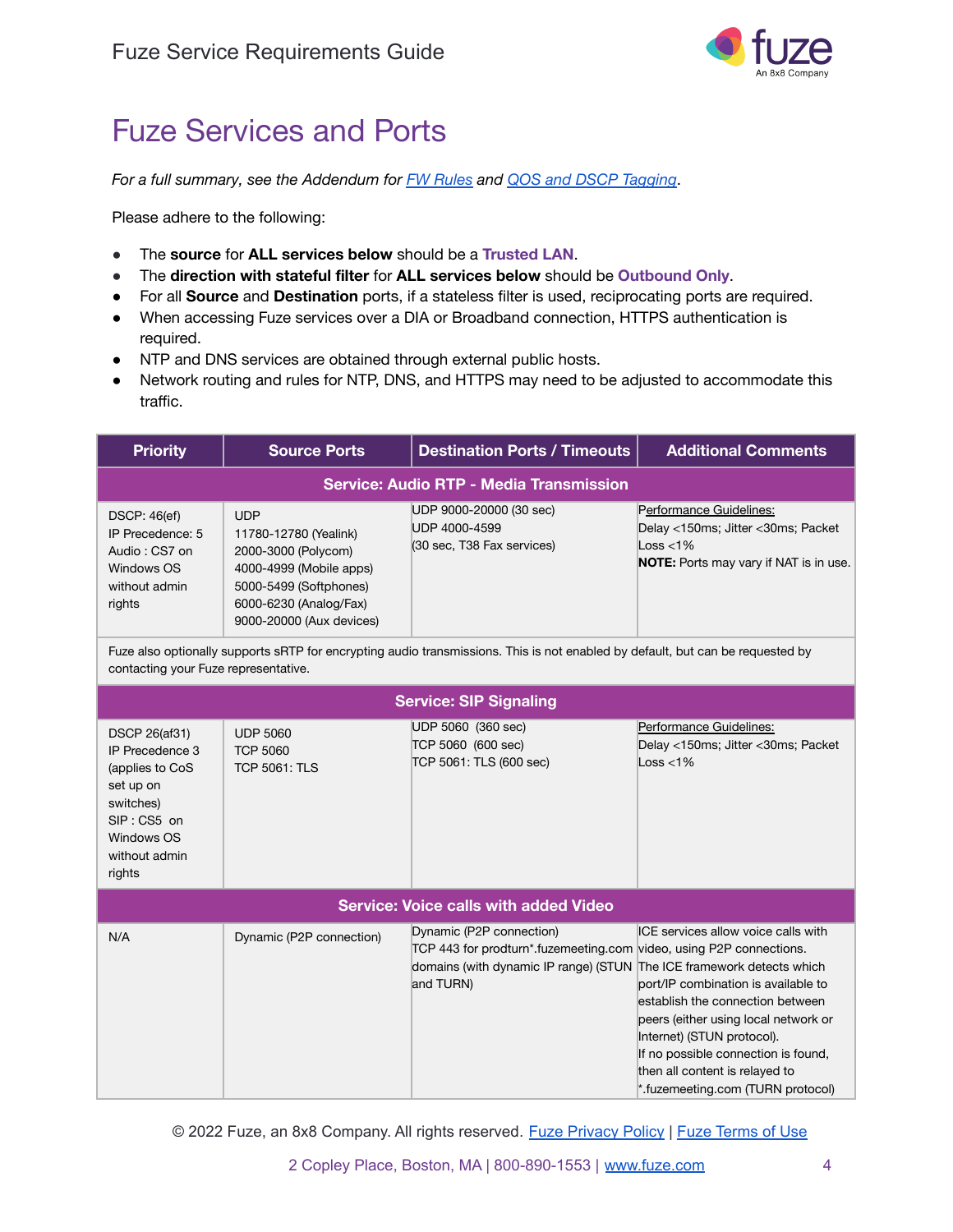# Fuze Services and Ports

*For a full summary, see the Addendum for FW Rules and QOS and DSCP Tagging.*

Please adhere to the following:

- The **source** for **ALL services below** should be a **Trusted LAN**.
- The **direction with stateful filter** for **ALL services below** should be **Outbound Only**.
- For all **Source** and **Destination** ports, if a stateless filter is used, reciprocating ports are required.
- When accessing Fuze services over a DIA or Broadband connection, HTTPS authentication is required.
- NTP and DNS services are obtained through external public hosts.
- Network routing and rules for NTP, DNS, and HTTPS may need to be adjusted to accommodate this traffic.

| Priority | Source Ports | Destination Ports / Timeouts | Additional Comments |
|---|---|---|---|
| **Service: Audio RTP - Media Transmission** | | | |
| DSCP: 46(ef)<br>IP Precedence: 5<br>Audio : CS7 on Windows OS without admin rights | UDP<br>11780-12780 (Yealink)<br>2000-3000 (Polycom)<br>4000-4999 (Mobile apps)<br>5000-5499 (Softphones)<br>6000-6230 (Analog/Fax)<br>9000-20000 (Aux devices) | UDP 9000-20000 (30 sec)<br>UDP 4000-4599<br>(30 sec, T38 Fax services) | Performance Guidelines:<br>Delay <150ms; Jitter <30ms; Packet Loss <1%<br>**NOTE:** Ports may vary if NAT is in use. |
| Fuze also optionally supports sRTP for encrypting audio transmissions. This is not enabled by default, but can be requested by contacting your Fuze representative. | | | |
| **Service: SIP Signaling** | | | |
| DSCP 26(af31)<br>IP Precedence 3 (applies to CoS set up on switches)<br>SIP : CS5 on Windows OS without admin rights | UDP 5060<br>TCP 5060<br>TCP 5061: TLS | UDP 5060 (360 sec)<br>TCP 5060 (600 sec)<br>TCP 5061: TLS (600 sec) | Performance Guidelines:<br>Delay <150ms; Jitter <30ms; Packet Loss <1% |
| **Service: Voice calls with added Video** | | | |
| N/A | Dynamic (P2P connection) | Dynamic (P2P connection)<br>TCP 443 for prodturn*.fuzemeeting.com domains (with dynamic IP range) (STUN and TURN) | ICE services allow voice calls with video, using P2P connections.<br>The ICE framework detects which port/IP combination is available to establish the connection between peers (either using local network or Internet) (STUN protocol).<br>If no possible connection is found, then all content is relayed to *.fuzemeeting.com (TURN protocol) |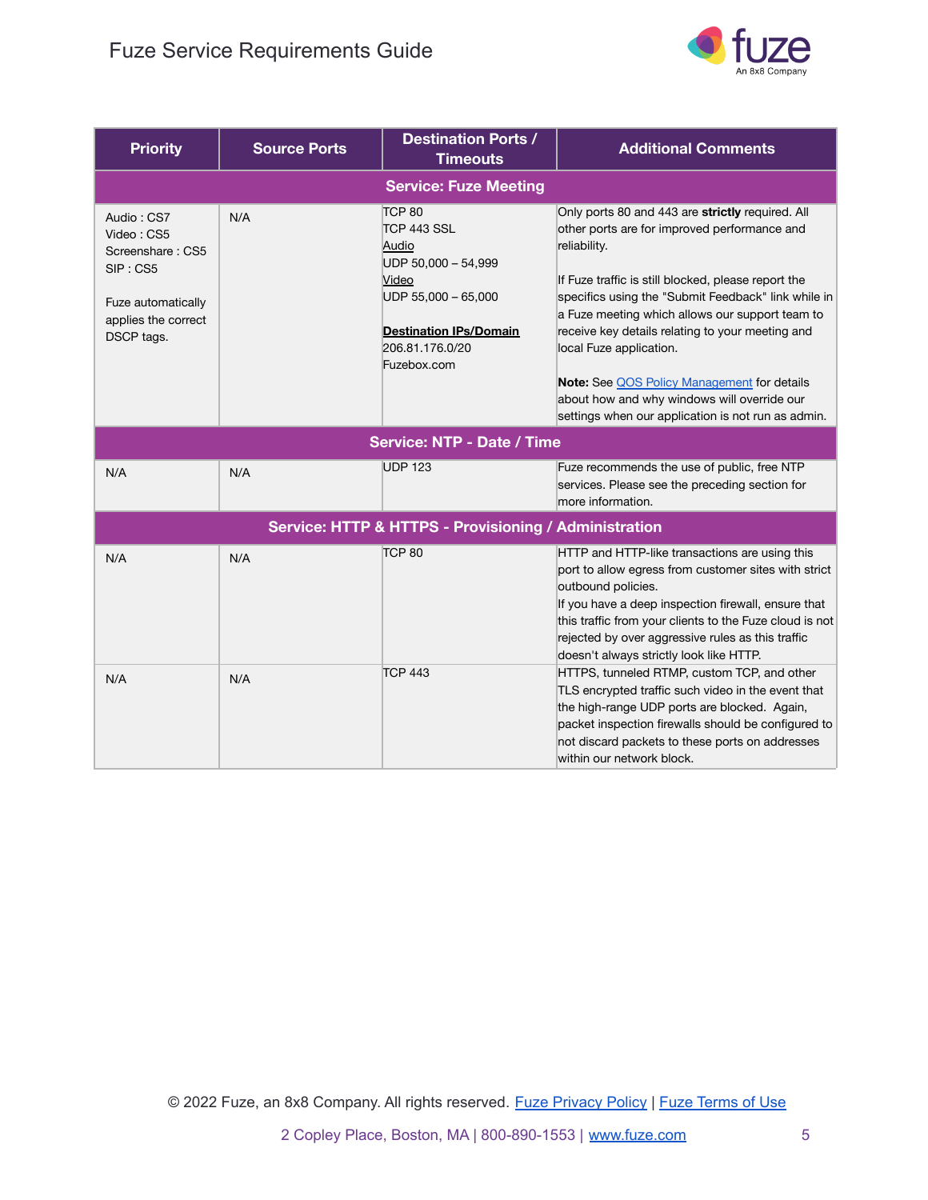| Priority | Source Ports | Destination Ports / Timeouts | Additional Comments |
|---|---|---|---|
| **Service: Fuze Meeting** | | | |
| Audio : CS7<br>Video : CS5<br>Screenshare : CS5<br>SIP : CS5<br><br>Fuze automatically applies the correct DSCP tags. | N/A | TCP 80<br>TCP 443 SSL<br>Audio<br>UDP 50,000 – 54,999<br>Video<br>UDP 55,000 – 65,000<br><br>**Destination IPs/Domain**<br>206.81.176.0/20<br>Fuzebox.com | Only ports 80 and 443 are **strictly** required. All other ports are for improved performance and reliability.<br><br>If Fuze traffic is still blocked, please report the specifics using the "Submit Feedback" link while in a Fuze meeting which allows our support team to receive key details relating to your meeting and local Fuze application.<br><br>**Note:** See QOS Policy Management for details about how and why windows will override our settings when our application is not run as admin. |
| **Service: NTP - Date / Time** | | | |
| N/A | N/A | UDP 123 | Fuze recommends the use of public, free NTP services. Please see the preceding section for more information. |
| **Service: HTTP & HTTPS - Provisioning / Administration** | | | |
| N/A | N/A | TCP 80 | HTTP and HTTP-like transactions are using this port to allow egress from customer sites with strict outbound policies.<br>If you have a deep inspection firewall, ensure that this traffic from your clients to the Fuze cloud is not rejected by over aggressive rules as this traffic doesn't always strictly look like HTTP. |
| N/A | N/A | TCP 443 | HTTPS, tunneled RTMP, custom TCP, and other TLS encrypted traffic such video in the event that the high-range UDP ports are blocked. Again, packet inspection firewalls should be configured to not discard packets to these ports on addresses within our network block. |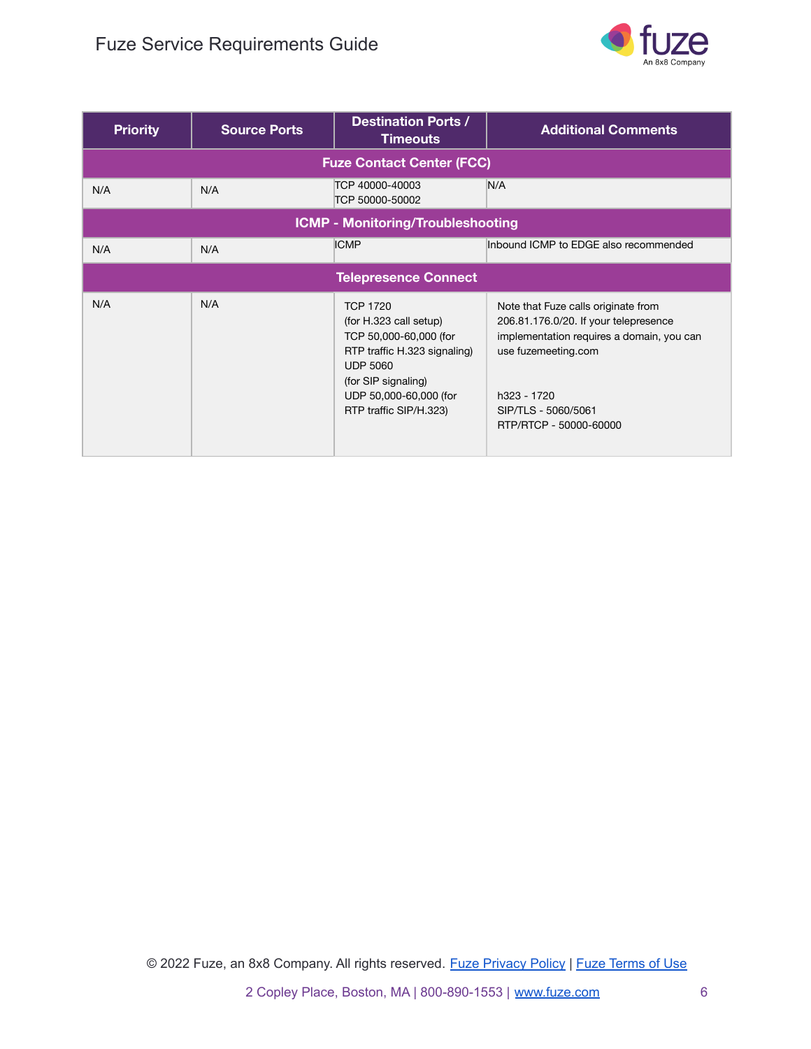| Priority | Source Ports | Destination Ports / Timeouts | Additional Comments |
| --- | --- | --- | --- |
| **Fuze Contact Center (FCC)** | | | |
| N/A | N/A | TCP 40000-40003<br>TCP 50000-50002 | N/A |
| **ICMP - Monitoring/Troubleshooting** | | | |
| N/A | N/A | ICMP | Inbound ICMP to EDGE also recommended |
| **Telepresence Connect** | | | |
| N/A | N/A | TCP 1720<br>(for H.323 call setup)<br>TCP 50,000-60,000 (for RTP traffic H.323 signaling)<br>UDP 5060<br>(for SIP signaling)<br>UDP 50,000-60,000 (for RTP traffic SIP/H.323) | Note that Fuze calls originate from 206.81.176.0/20. If your telepresence implementation requires a domain, you can use fuzemeeting.com<br><br>h323 - 1720<br>SIP/TLS - 5060/5061<br>RTP/RTCP - 50000-60000 |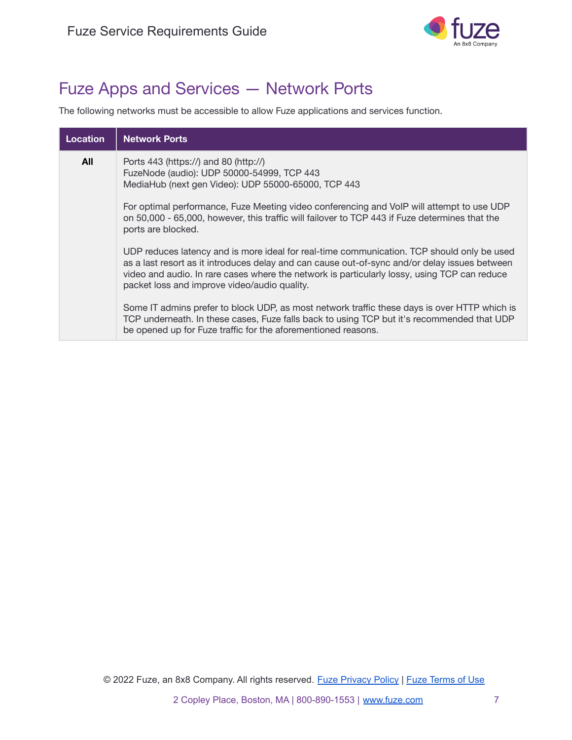## Fuze Apps and Services — Network Ports

The following networks must be accessible to allow Fuze applications and services function.

| Location | Network Ports |
|---|---|
| **All** | Ports 443 (https://) and 80 (http://)<br>FuzeNode (audio): UDP 50000-54999, TCP 443<br>MediaHub (next gen Video): UDP 55000-65000, TCP 443<br><br>For optimal performance, Fuze Meeting video conferencing and VoIP will attempt to use UDP on 50,000 - 65,000, however, this traffic will failover to TCP 443 if Fuze determines that the ports are blocked.<br><br>UDP reduces latency and is more ideal for real-time communication. TCP should only be used as a last resort as it introduces delay and can cause out-of-sync and/or delay issues between video and audio. In rare cases where the network is particularly lossy, using TCP can reduce packet loss and improve video/audio quality.<br><br>Some IT admins prefer to block UDP, as most network traffic these days is over HTTP which is TCP underneath. In these cases, Fuze falls back to using TCP but it's recommended that UDP be opened up for Fuze traffic for the aforementioned reasons. |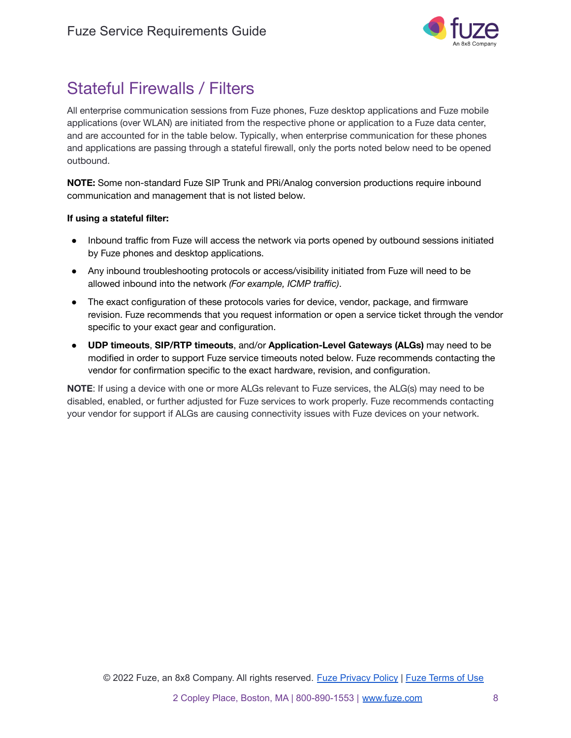# Stateful Firewalls / Filters

All enterprise communication sessions from Fuze phones, Fuze desktop applications and Fuze mobile applications (over WLAN) are initiated from the respective phone or application to a Fuze data center, and are accounted for in the table below. Typically, when enterprise communication for these phones and applications are passing through a stateful firewall, only the ports noted below need to be opened outbound.

**NOTE:** Some non-standard Fuze SIP Trunk and PRi/Analog conversion productions require inbound communication and management that is not listed below.

**If using a stateful filter:**

- Inbound traffic from Fuze will access the network via ports opened by outbound sessions initiated by Fuze phones and desktop applications.
- Any inbound troubleshooting protocols or access/visibility initiated from Fuze will need to be allowed inbound into the network *(For example, ICMP traffic)*.
- The exact configuration of these protocols varies for device, vendor, package, and firmware revision. Fuze recommends that you request information or open a service ticket through the vendor specific to your exact gear and configuration.
- **UDP timeouts**, **SIP/RTP timeouts**, and/or **Application-Level Gateways (ALGs)** may need to be modified in order to support Fuze service timeouts noted below. Fuze recommends contacting the vendor for confirmation specific to the exact hardware, revision, and configuration.

**NOTE**: If using a device with one or more ALGs relevant to Fuze services, the ALG(s) may need to be disabled, enabled, or further adjusted for Fuze services to work properly. Fuze recommends contacting your vendor for support if ALGs are causing connectivity issues with Fuze devices on your network.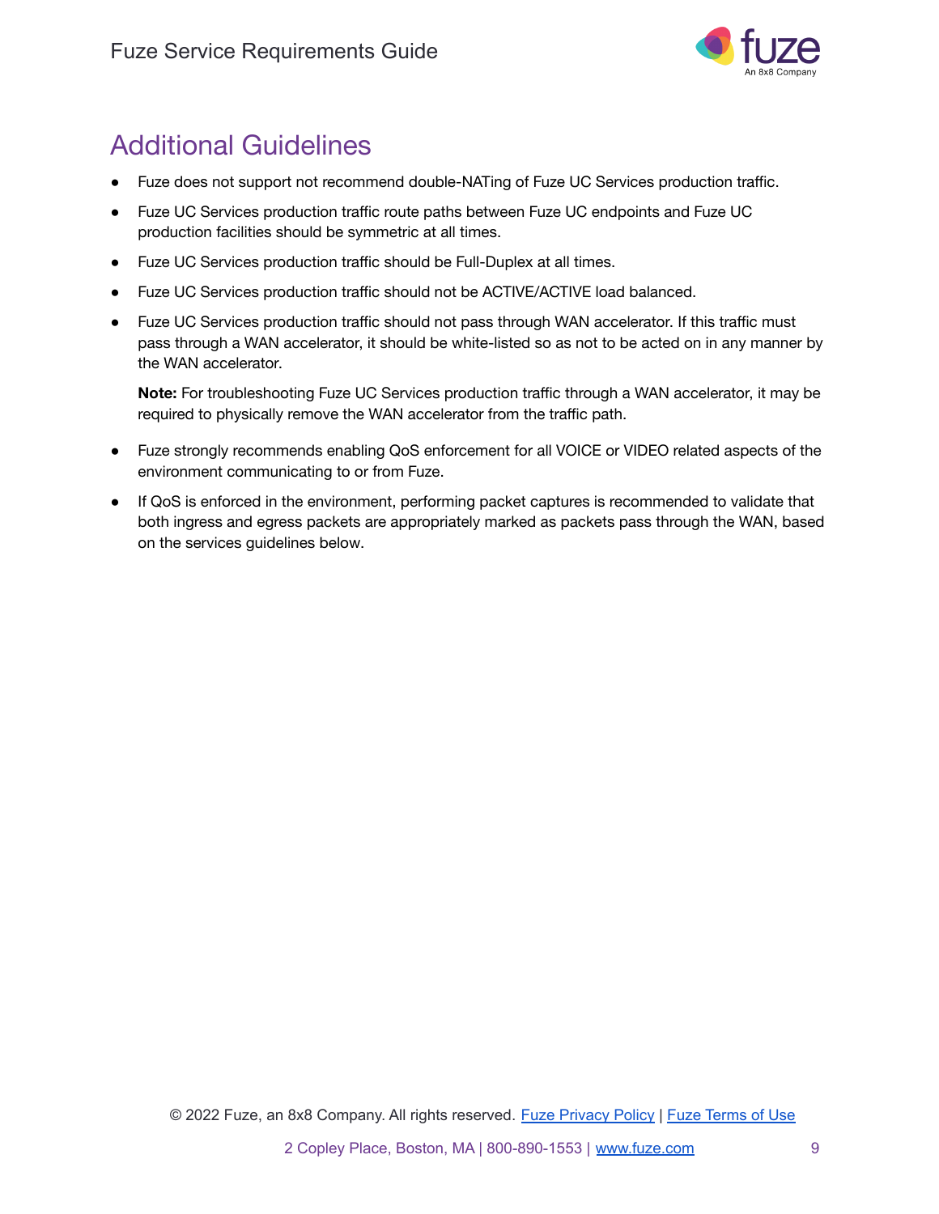## Additional Guidelines

- Fuze does not support not recommend double-NATing of Fuze UC Services production traffic.
- Fuze UC Services production traffic route paths between Fuze UC endpoints and Fuze UC production facilities should be symmetric at all times.
- Fuze UC Services production traffic should be Full-Duplex at all times.
- Fuze UC Services production traffic should not be ACTIVE/ACTIVE load balanced.
- Fuze UC Services production traffic should not pass through WAN accelerator. If this traffic must pass through a WAN accelerator, it should be white-listed so as not to be acted on in any manner by the WAN accelerator.

  **Note:** For troubleshooting Fuze UC Services production traffic through a WAN accelerator, it may be required to physically remove the WAN accelerator from the traffic path.

- Fuze strongly recommends enabling QoS enforcement for all VOICE or VIDEO related aspects of the environment communicating to or from Fuze.
- If QoS is enforced in the environment, performing packet captures is recommended to validate that both ingress and egress packets are appropriately marked as packets pass through the WAN, based on the services guidelines below.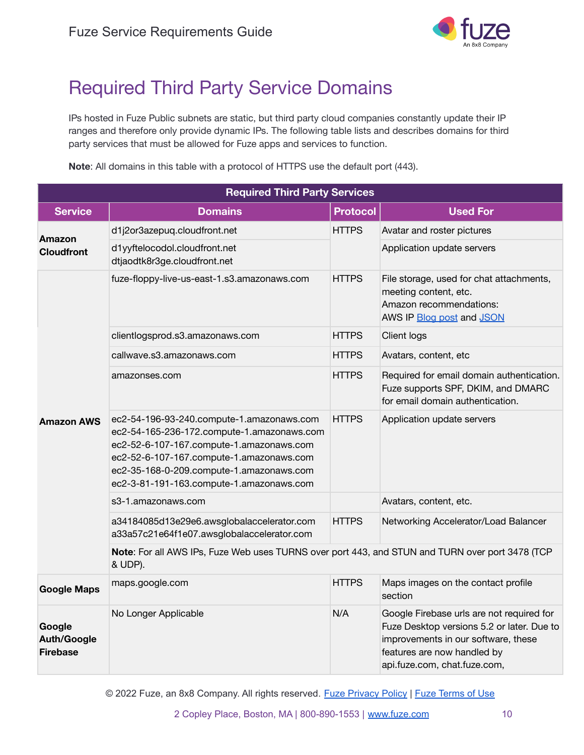# Required Third Party Service Domains

IPs hosted in Fuze Public subnets are static, but third party cloud companies constantly update their IP ranges and therefore only provide dynamic IPs. The following table lists and describes domains for third party services that must be allowed for Fuze apps and services to function.

**Note**: All domains in this table with a protocol of HTTPS use the default port (443).

| Required Third Party Services | | | |
|---|---|---|---|
| **Service** | **Domains** | **Protocol** | **Used For** |
| **Amazon Cloudfront** | d1j2or3azepuq.cloudfront.net | HTTPS | Avatar and roster pictures |
| | d1yyftelocodol.cloudfront.net<br>dtjaodtk8r3ge.cloudfront.net | | Application update servers |
| **Amazon AWS** | fuze-floppy-live-us-east-1.s3.amazonaws.com | HTTPS | File storage, used for chat attachments, meeting content, etc.<br>Amazon recommendations:<br>AWS IP Blog post and JSON |
| | clientlogsprod.s3.amazonaws.com | HTTPS | Client logs |
| | callwave.s3.amazonaws.com | HTTPS | Avatars, content, etc |
| | amazonses.com | HTTPS | Required for email domain authentication. Fuze supports SPF, DKIM, and DMARC for email domain authentication. |
| | ec2-54-196-93-240.compute-1.amazonaws.com<br>ec2-54-165-236-172.compute-1.amazonaws.com<br>ec2-52-6-107-167.compute-1.amazonaws.com<br>ec2-52-6-107-167.compute-1.amazonaws.com<br>ec2-35-168-0-209.compute-1.amazonaws.com<br>ec2-3-81-191-163.compute-1.amazonaws.com | HTTPS | Application update servers |
| | s3-1.amazonaws.com | | Avatars, content, etc. |
| | a34184085d13e29e6.awsglobalaccelerator.com<br>a33a57c21e64f1e07.awsglobalaccelerator.com | HTTPS | Networking Accelerator/Load Balancer |
| | **Note**: For all AWS IPs, Fuze Web uses TURNS over port 443, and STUN and TURN over port 3478 (TCP & UDP). | | |
| **Google Maps** | maps.google.com | HTTPS | Maps images on the contact profile section |
| **Google Auth/Google Firebase** | No Longer Applicable | N/A | Google Firebase urls are not required for Fuze Desktop versions 5.2 or later. Due to improvements in our software, these features are now handled by api.fuze.com, chat.fuze.com, |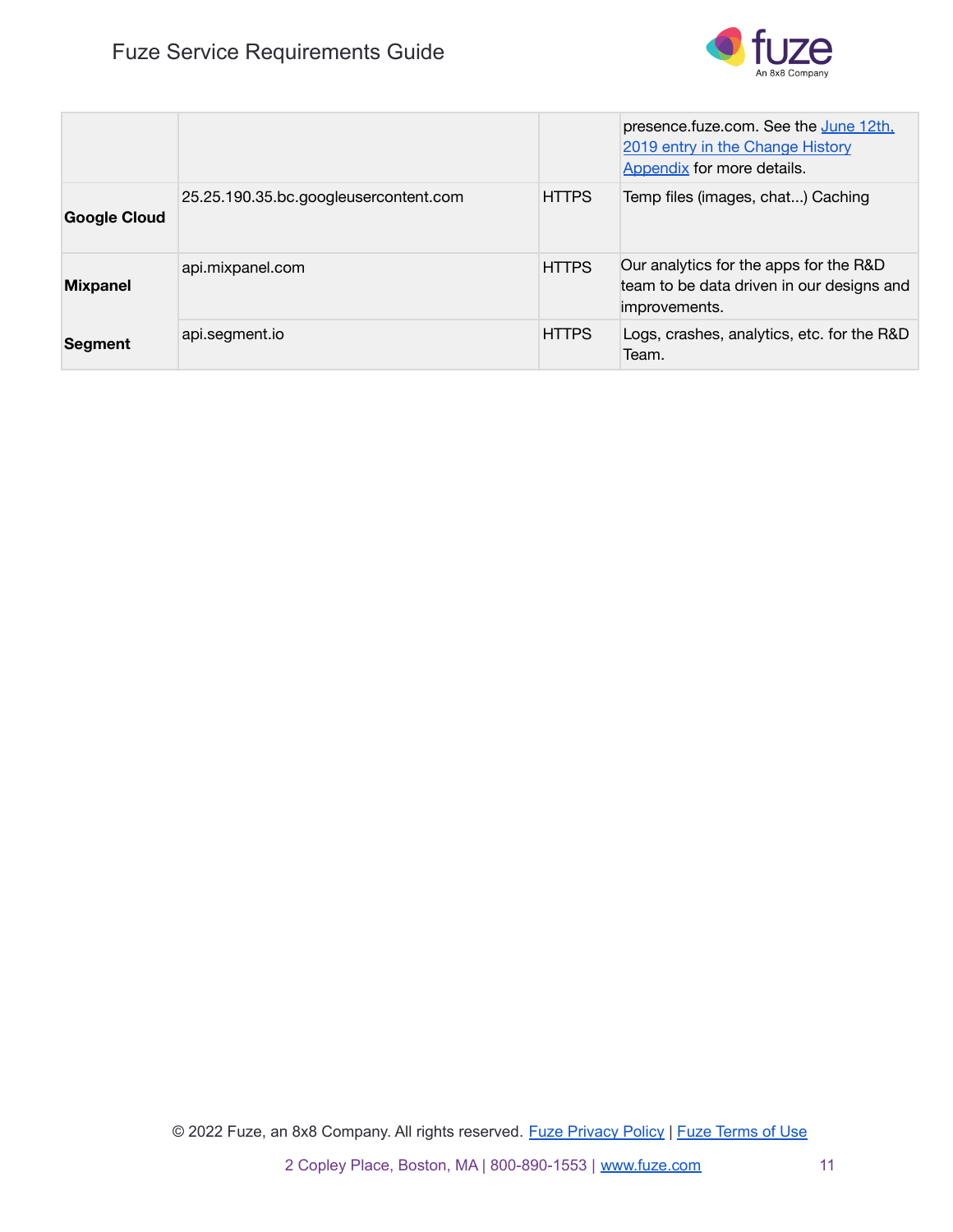| | | | |
|---|---|---|---|
| | | | presence.fuze.com. See the [June 12th, 2019 entry in the Change History Appendix](#) for more details. |
| **Google Cloud** | 25.25.190.35.bc.googleusercontent.com | HTTPS | Temp files (images, chat...) Caching |
| **Mixpanel** | api.mixpanel.com | HTTPS | Our analytics for the apps for the R&D team to be data driven in our designs and improvements. |
| **Segment** | api.segment.io | HTTPS | Logs, crashes, analytics, etc. for the R&D Team. |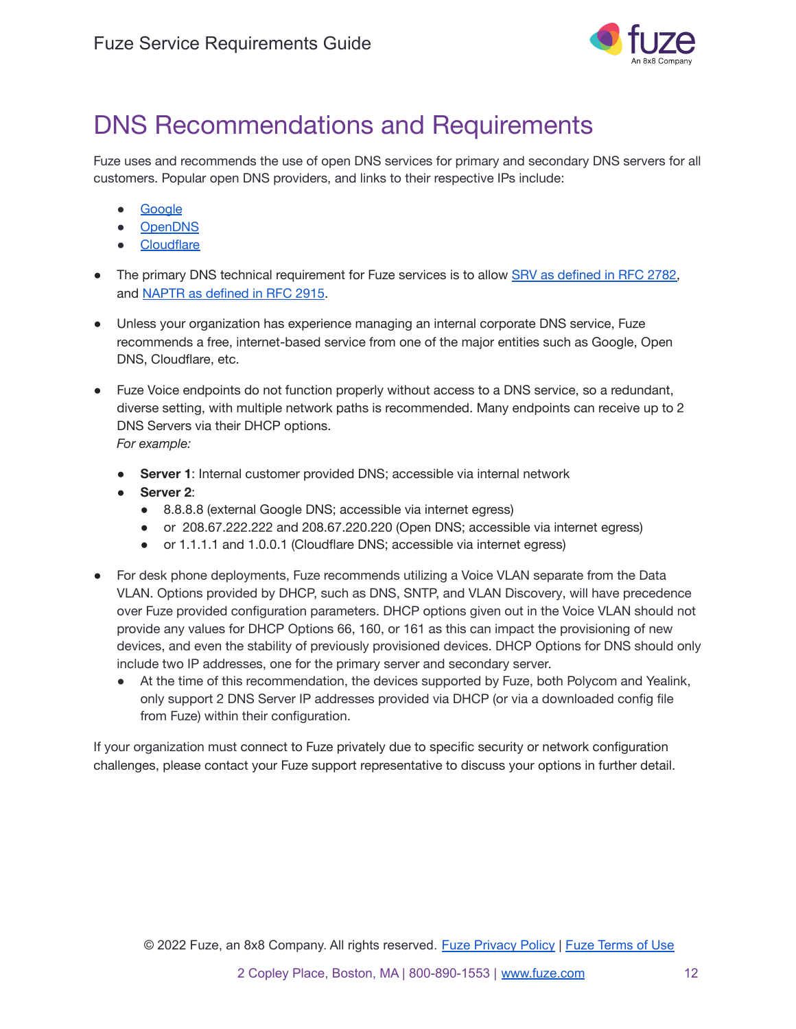# DNS Recommendations and Requirements

Fuze uses and recommends the use of open DNS services for primary and secondary DNS servers for all customers. Popular open DNS providers, and links to their respective IPs include:

- Google
- OpenDNS
- Cloudflare

- The primary DNS technical requirement for Fuze services is to allow SRV as defined in RFC 2782, and NAPTR as defined in RFC 2915.

- Unless your organization has experience managing an internal corporate DNS service, Fuze recommends a free, internet-based service from one of the major entities such as Google, Open DNS, Cloudflare, etc.

- Fuze Voice endpoints do not function properly without access to a DNS service, so a redundant, diverse setting, with multiple network paths is recommended. Many endpoints can receive up to 2 DNS Servers via their DHCP options.
  *For example:*
  - **Server 1**: Internal customer provided DNS; accessible via internal network
  - **Server 2**:
    - 8.8.8.8 (external Google DNS; accessible via internet egress)
    - or 208.67.222.222 and 208.67.220.220 (Open DNS; accessible via internet egress)
    - or 1.1.1.1 and 1.0.0.1 (Cloudflare DNS; accessible via internet egress)

- For desk phone deployments, Fuze recommends utilizing a Voice VLAN separate from the Data VLAN. Options provided by DHCP, such as DNS, SNTP, and VLAN Discovery, will have precedence over Fuze provided configuration parameters. DHCP options given out in the Voice VLAN should not provide any values for DHCP Options 66, 160, or 161 as this can impact the provisioning of new devices, and even the stability of previously provisioned devices. DHCP Options for DNS should only include two IP addresses, one for the primary server and secondary server.
  - At the time of this recommendation, the devices supported by Fuze, both Polycom and Yealink, only support 2 DNS Server IP addresses provided via DHCP (or via a downloaded config file from Fuze) within their configuration.

If your organization must connect to Fuze privately due to specific security or network configuration challenges, please contact your Fuze support representative to discuss your options in further detail.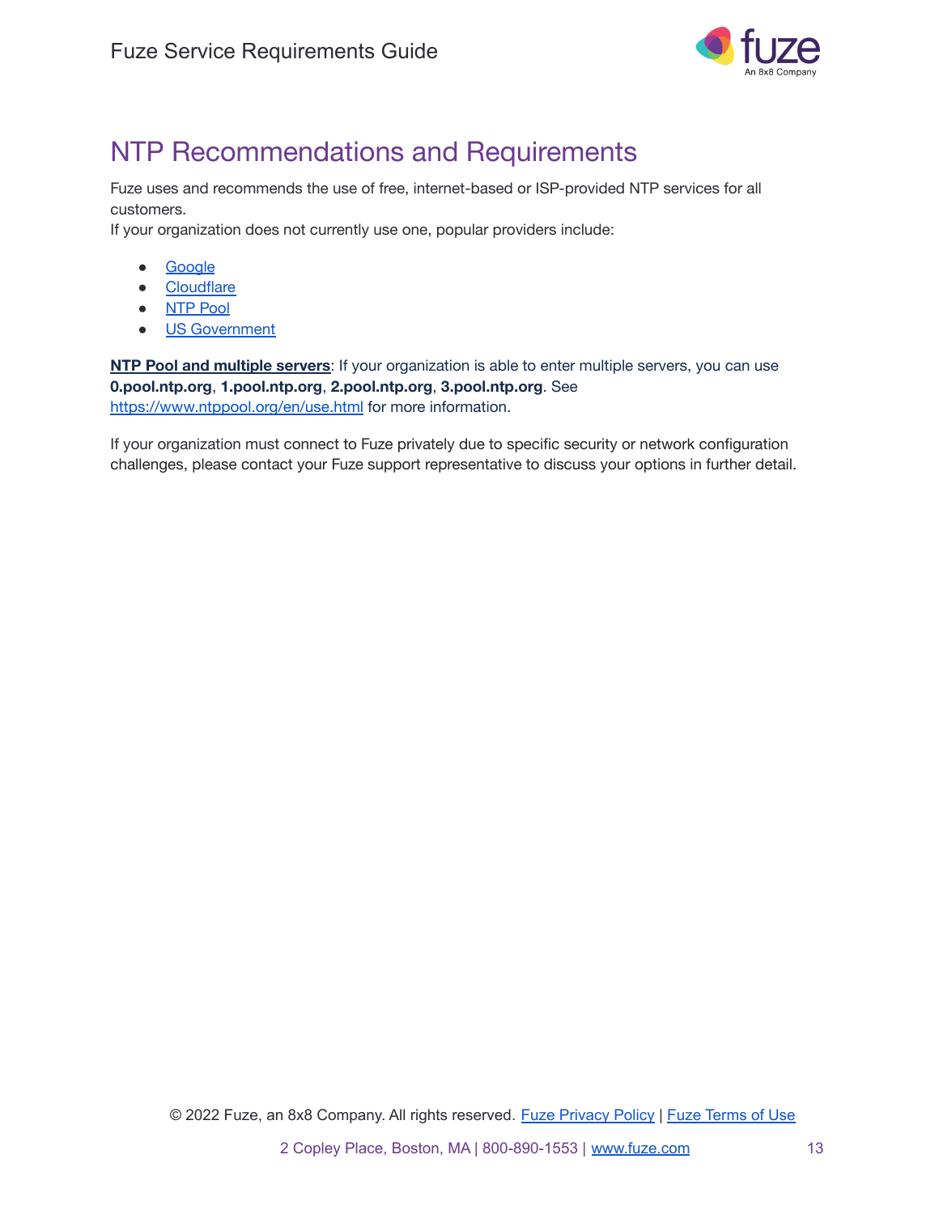# NTP Recommendations and Requirements

Fuze uses and recommends the use of free, internet-based or ISP-provided NTP services for all customers.
If your organization does not currently use one, popular providers include:

- [Google]()
- [Cloudflare]()
- [NTP Pool]()
- [US Government]()

**NTP Pool and multiple servers**: If your organization is able to enter multiple servers, you can use **0.pool.ntp.org**, **1.pool.ntp.org**, **2.pool.ntp.org**, **3.pool.ntp.org**. See https://www.ntppool.org/en/use.html for more information.

If your organization must connect to Fuze privately due to specific security or network configuration challenges, please contact your Fuze support representative to discuss your options in further detail.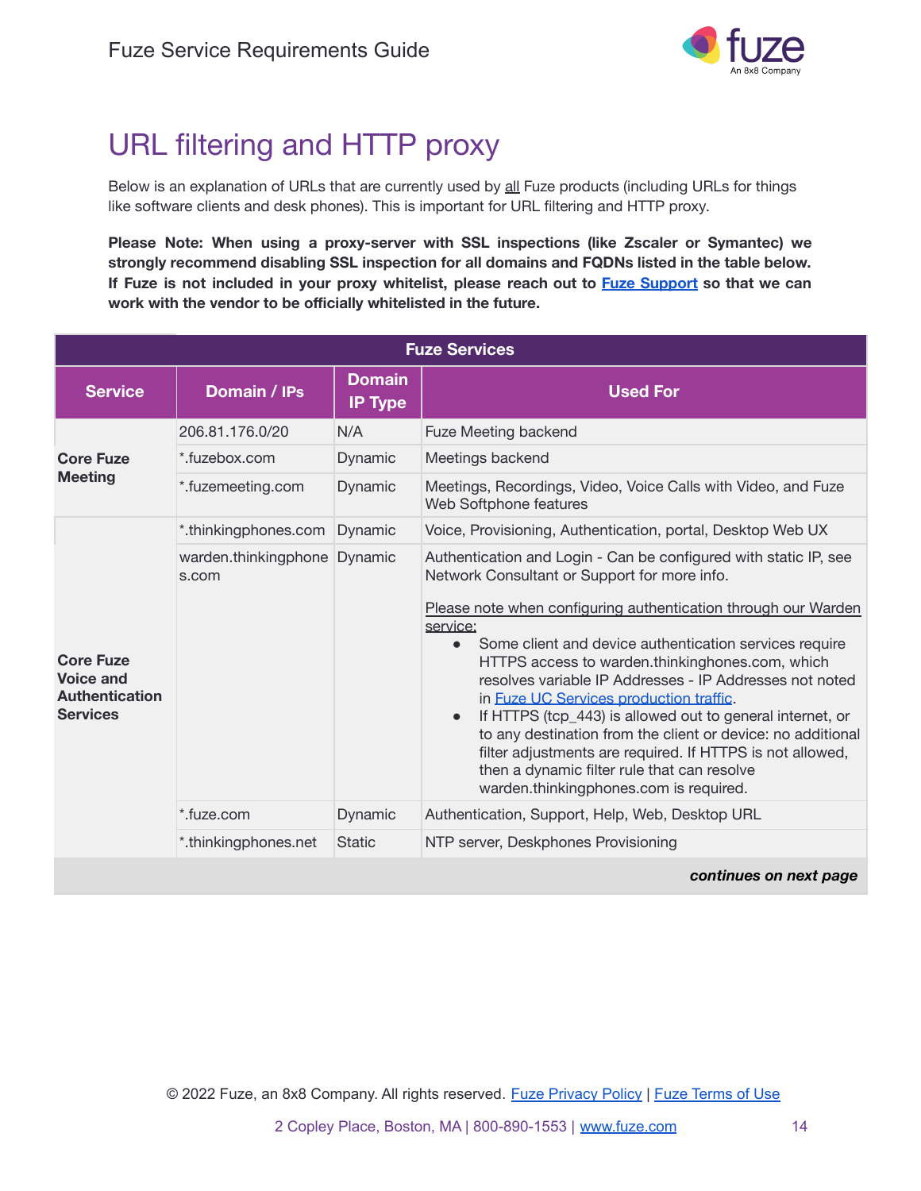# URL filtering and HTTP proxy

Below is an explanation of URLs that are currently used by all Fuze products (including URLs for things like software clients and desk phones). This is important for URL filtering and HTTP proxy.

**Please Note: When using a proxy-server with SSL inspections (like Zscaler or Symantec) we strongly recommend disabling SSL inspection for all domains and FQDNs listed in the table below. If Fuze is not included in your proxy whitelist, please reach out to [Fuze Support] so that we can work with the vendor to be officially whitelisted in the future.**

| Fuze Services | | | |
|---|---|---|---|
| **Service** | **Domain / IPs** | **Domain IP Type** | **Used For** |
| **Core Fuze Meeting** | 206.81.176.0/20 | N/A | Fuze Meeting backend |
| | *.fuzebox.com | Dynamic | Meetings backend |
| | *.fuzemeeting.com | Dynamic | Meetings, Recordings, Video, Voice Calls with Video, and Fuze Web Softphone features |
| **Core Fuze Voice and Authentication Services** | *.thinkingphones.com | Dynamic | Voice, Provisioning, Authentication, portal, Desktop Web UX |
| | warden.thinkingphones.com | Dynamic | Authentication and Login - Can be configured with static IP, see Network Consultant or Support for more info.<br><br>Please note when configuring authentication through our Warden service:<br>• Some client and device authentication services require HTTPS access to warden.thinkinghones.com, which resolves variable IP Addresses - IP Addresses not noted in Fuze UC Services production traffic.<br>• If HTTPS (tcp_443) is allowed out to general internet, or to any destination from the client or device: no additional filter adjustments are required. If HTTPS is not allowed, then a dynamic filter rule that can resolve warden.thinkingphones.com is required. |
| | *.fuze.com | Dynamic | Authentication, Support, Help, Web, Desktop URL |
| | *.thinkingphones.net | Static | NTP server, Deskphones Provisioning |

***continues on next page***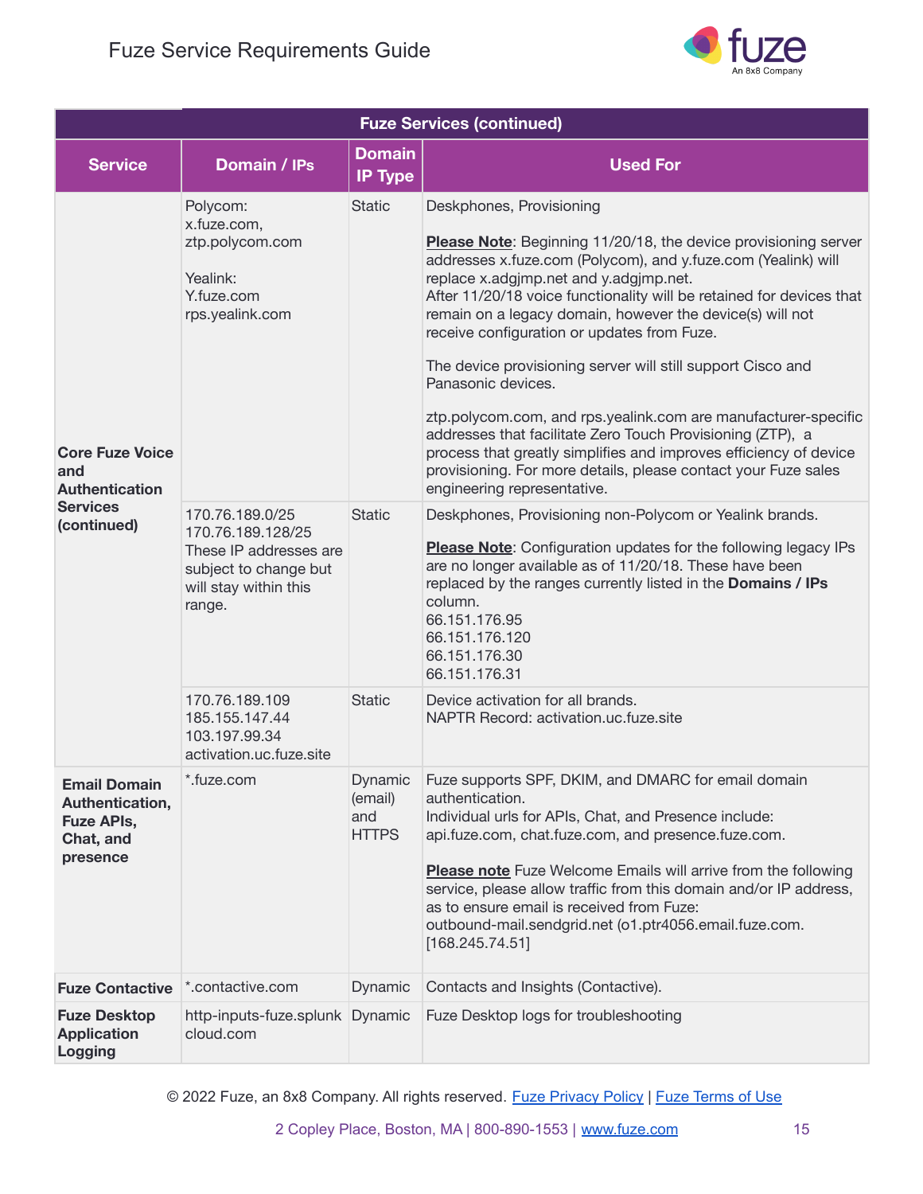| Fuze Services (continued) | | | |
|---|---|---|---|
| **Service** | **Domain / IPs** | **Domain IP Type** | **Used For** |
| **Core Fuze Voice and Authentication Services (continued)** | Polycom:<br>x.fuze.com,<br>ztp.polycom.com<br><br>Yealink:<br>Y.fuze.com<br>rps.yealink.com | Static | Deskphones, Provisioning<br><br>**Please Note**: Beginning 11/20/18, the device provisioning server addresses x.fuze.com (Polycom), and y.fuze.com (Yealink) will replace x.adgjmp.net and y.adgjmp.net.<br>After 11/20/18 voice functionality will be retained for devices that remain on a legacy domain, however the device(s) will not receive configuration or updates from Fuze.<br><br>The device provisioning server will still support Cisco and Panasonic devices.<br><br>ztp.polycom.com, and rps.yealink.com are manufacturer-specific addresses that facilitate Zero Touch Provisioning (ZTP), a process that greatly simplifies and improves efficiency of device provisioning. For more details, please contact your Fuze sales engineering representative. |
| | 170.76.189.0/25<br>170.76.189.128/25<br>These IP addresses are subject to change but will stay within this range. | Static | Deskphones, Provisioning non-Polycom or Yealink brands.<br><br>**Please Note**: Configuration updates for the following legacy IPs are no longer available as of 11/20/18. These have been replaced by the ranges currently listed in the **Domains / IPs** column.<br>66.151.176.95<br>66.151.176.120<br>66.151.176.30<br>66.151.176.31 |
| | 170.76.189.109<br>185.155.147.44<br>103.197.99.34<br>activation.uc.fuze.site | Static | Device activation for all brands.<br>NAPTR Record: activation.uc.fuze.site |
| **Email Domain Authentication, Fuze APIs, Chat, and presence** | *.fuze.com | Dynamic (email) and HTTPS | Fuze supports SPF, DKIM, and DMARC for email domain authentication.<br>Individual urls for APIs, Chat, and Presence include: api.fuze.com, chat.fuze.com, and presence.fuze.com.<br><br>**Please note** Fuze Welcome Emails will arrive from the following service, please allow traffic from this domain and/or IP address, as to ensure email is received from Fuze: outbound-mail.sendgrid.net (o1.ptr4056.email.fuze.com. [168.245.74.51] |
| **Fuze Contactive** | *.contactive.com | Dynamic | Contacts and Insights (Contactive). |
| **Fuze Desktop Application Logging** | http-inputs-fuze.splunkcloud.com | Dynamic | Fuze Desktop logs for troubleshooting |

© 2022 Fuze, an 8x8 Company. All rights reserved. Fuze Privacy Policy | Fuze Terms of Use

2 Copley Place, Boston, MA | 800-890-1553 | www.fuze.com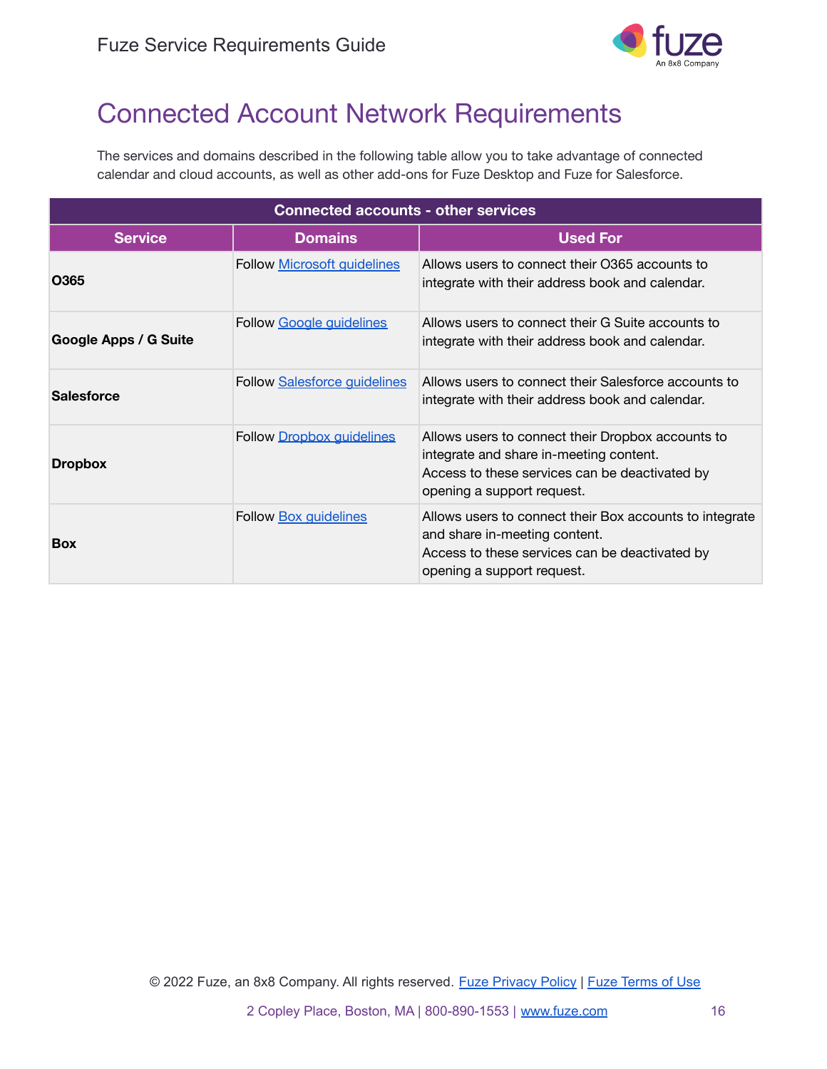# Connected Account Network Requirements

The services and domains described in the following table allow you to take advantage of connected calendar and cloud accounts, as well as other add-ons for Fuze Desktop and Fuze for Salesforce.

| Connected accounts - other services | | |
|---|---|---|
| **Service** | **Domains** | **Used For** |
| **O365** | Follow Microsoft guidelines | Allows users to connect their O365 accounts to integrate with their address book and calendar. |
| **Google Apps / G Suite** | Follow Google guidelines | Allows users to connect their G Suite accounts to integrate with their address book and calendar. |
| **Salesforce** | Follow Salesforce guidelines | Allows users to connect their Salesforce accounts to integrate with their address book and calendar. |
| **Dropbox** | Follow Dropbox guidelines | Allows users to connect their Dropbox accounts to integrate and share in-meeting content. Access to these services can be deactivated by opening a support request. |
| **Box** | Follow Box guidelines | Allows users to connect their Box accounts to integrate and share in-meeting content. Access to these services can be deactivated by opening a support request. |

© 2022 Fuze, an 8x8 Company. All rights reserved. Fuze Privacy Policy | Fuze Terms of Use

2 Copley Place, Boston, MA | 800-890-1553 | www.fuze.com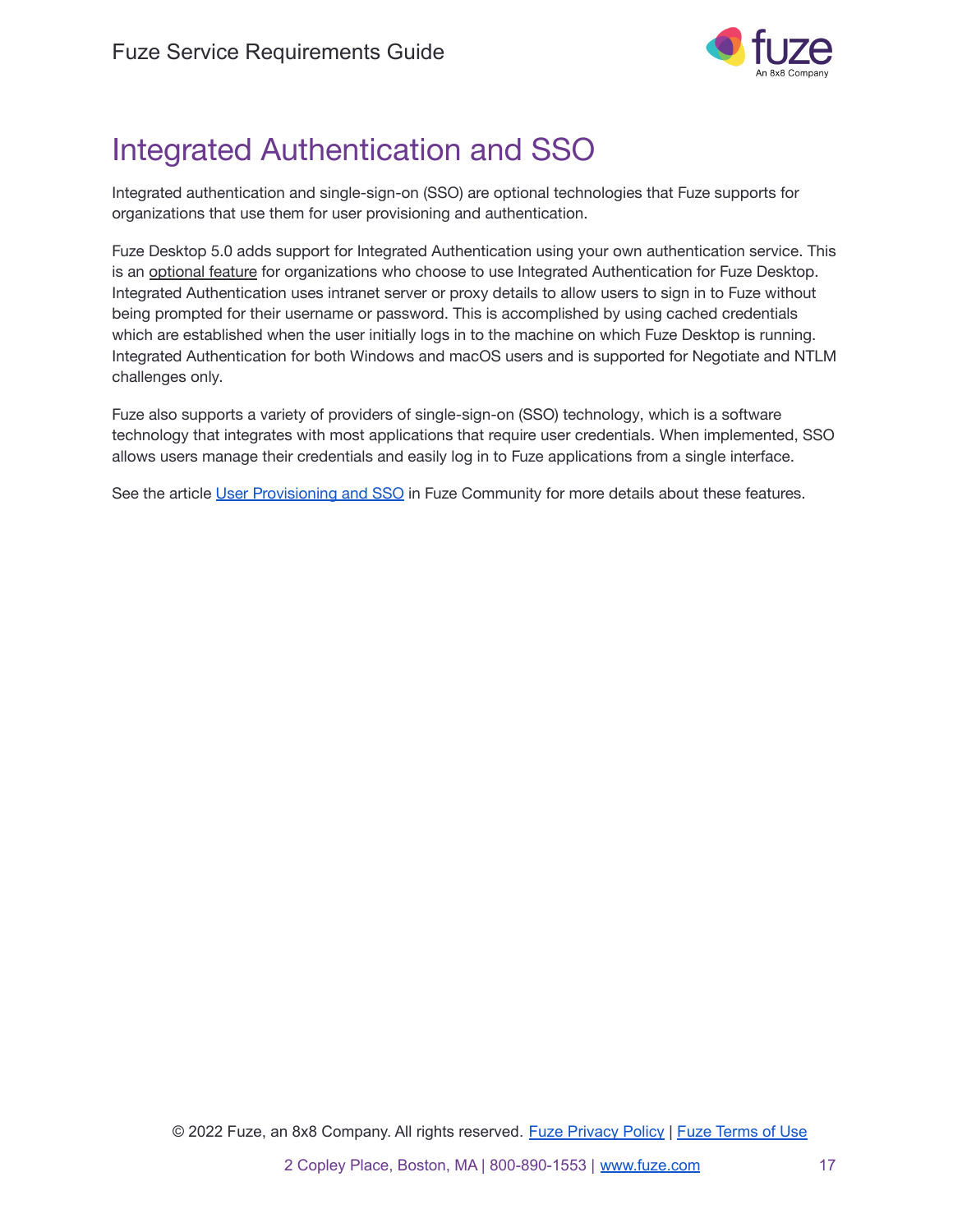# Integrated Authentication and SSO

Integrated authentication and single-sign-on (SSO) are optional technologies that Fuze supports for organizations that use them for user provisioning and authentication.

Fuze Desktop 5.0 adds support for Integrated Authentication using your own authentication service. This is an optional feature for organizations who choose to use Integrated Authentication for Fuze Desktop. Integrated Authentication uses intranet server or proxy details to allow users to sign in to Fuze without being prompted for their username or password. This is accomplished by using cached credentials which are established when the user initially logs in to the machine on which Fuze Desktop is running. Integrated Authentication for both Windows and macOS users and is supported for Negotiate and NTLM challenges only.

Fuze also supports a variety of providers of single-sign-on (SSO) technology, which is a software technology that integrates with most applications that require user credentials. When implemented, SSO allows users manage their credentials and easily log in to Fuze applications from a single interface.

See the article User Provisioning and SSO in Fuze Community for more details about these features.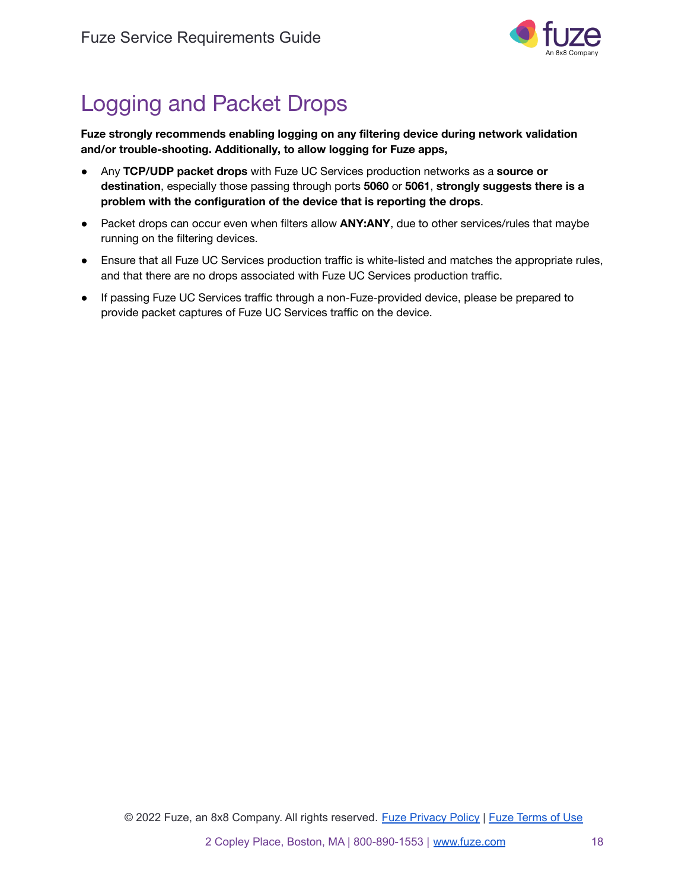# Logging and Packet Drops

**Fuze strongly recommends enabling logging on any filtering device during network validation and/or trouble-shooting. Additionally, to allow logging for Fuze apps,**

- Any **TCP/UDP packet drops** with Fuze UC Services production networks as a **source or destination**, especially those passing through ports **5060** or **5061**, **strongly suggests there is a problem with the configuration of the device that is reporting the drops**.
- Packet drops can occur even when filters allow **ANY:ANY**, due to other services/rules that maybe running on the filtering devices.
- Ensure that all Fuze UC Services production traffic is white-listed and matches the appropriate rules, and that there are no drops associated with Fuze UC Services production traffic.
- If passing Fuze UC Services traffic through a non-Fuze-provided device, please be prepared to provide packet captures of Fuze UC Services traffic on the device.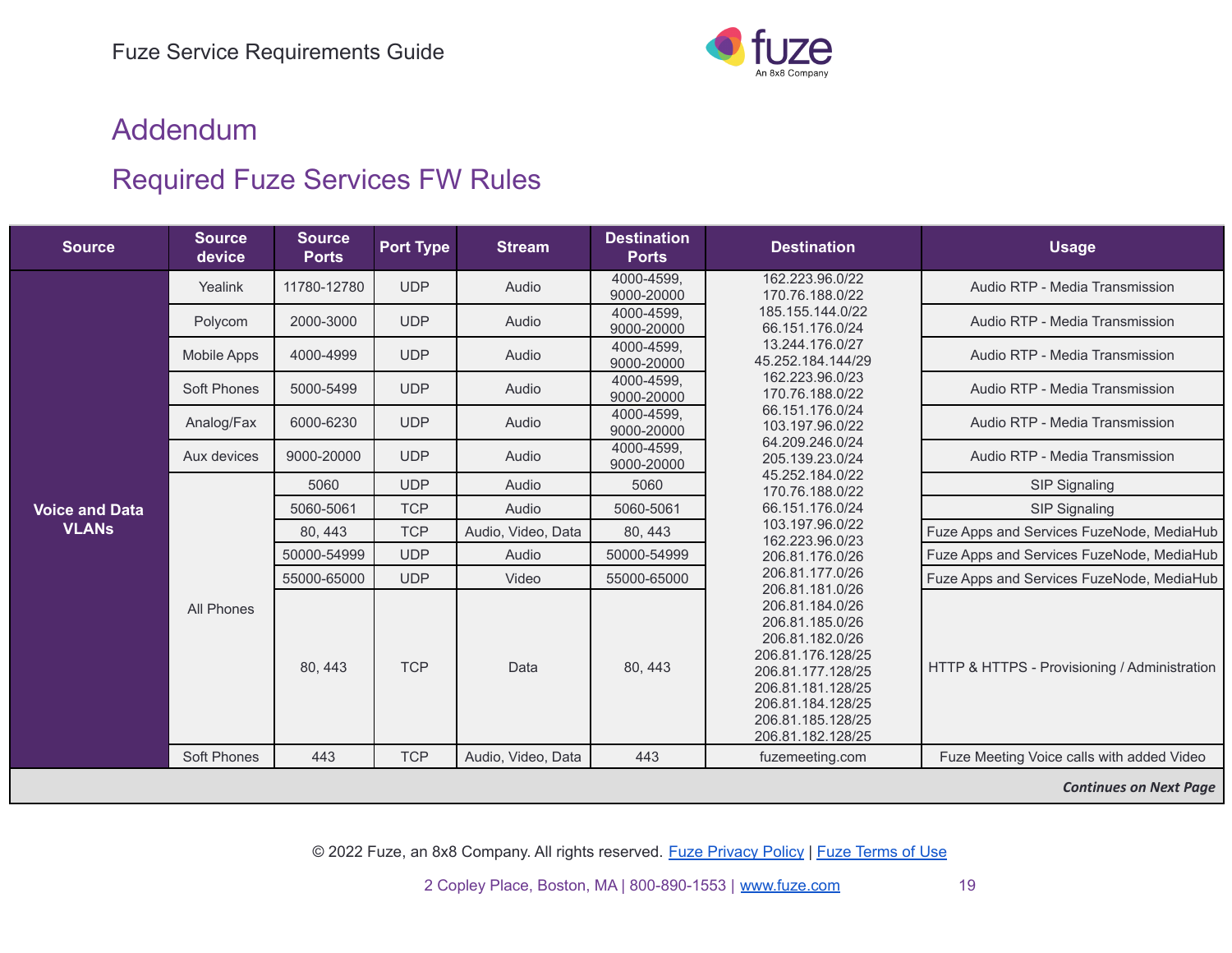## Addendum

## Required Fuze Services FW Rules

| Source | Source device | Source Ports | Port Type | Stream | Destination Ports | Destination | Usage |
|---|---|---|---|---|---|---|---|
| Voice and Data VLANs | Yealink | 11780-12780 | UDP | Audio | 4000-4599, 9000-20000 | 162.223.96.0/22 170.76.188.0/22 185.155.144.0/22 66.151.176.0/24 13.244.176.0/27 45.252.184.144/29 162.223.96.0/23 170.76.188.0/22 66.151.176.0/24 103.197.96.0/22 64.209.246.0/24 205.139.23.0/24 45.252.184.0/22 170.76.188.0/22 66.151.176.0/24 103.197.96.0/22 162.223.96.0/23 206.81.176.0/26 206.81.177.0/26 206.81.181.0/26 206.81.184.0/26 206.81.185.0/26 206.81.182.0/26 206.81.176.128/25 206.81.177.128/25 206.81.181.128/25 206.81.184.128/25 206.81.185.128/25 206.81.182.128/25 | Audio RTP - Media Transmission |
| | Polycom | 2000-3000 | UDP | Audio | 4000-4599, 9000-20000 | | Audio RTP - Media Transmission |
| | Mobile Apps | 4000-4999 | UDP | Audio | 4000-4599, 9000-20000 | | Audio RTP - Media Transmission |
| | Soft Phones | 5000-5499 | UDP | Audio | 4000-4599, 9000-20000 | | Audio RTP - Media Transmission |
| | Analog/Fax | 6000-6230 | UDP | Audio | 4000-4599, 9000-20000 | | Audio RTP - Media Transmission |
| | Aux devices | 9000-20000 | UDP | Audio | 4000-4599, 9000-20000 | | Audio RTP - Media Transmission |
| | All Phones | 5060 | UDP | Audio | 5060 | | SIP Signaling |
| | | 5060-5061 | TCP | Audio | 5060-5061 | | SIP Signaling |
| | | 80, 443 | TCP | Audio, Video, Data | 80, 443 | | Fuze Apps and Services FuzeNode, MediaHub |
| | | 50000-54999 | UDP | Audio | 50000-54999 | | Fuze Apps and Services FuzeNode, MediaHub |
| | | 55000-65000 | UDP | Video | 55000-65000 | | Fuze Apps and Services FuzeNode, MediaHub |
| | | 80, 443 | TCP | Data | 80, 443 | | HTTP & HTTPS - Provisioning / Administration |
| | Soft Phones | 443 | TCP | Audio, Video, Data | 443 | fuzemeeting.com | Fuze Meeting Voice calls with added Video |

***Continues on Next Page***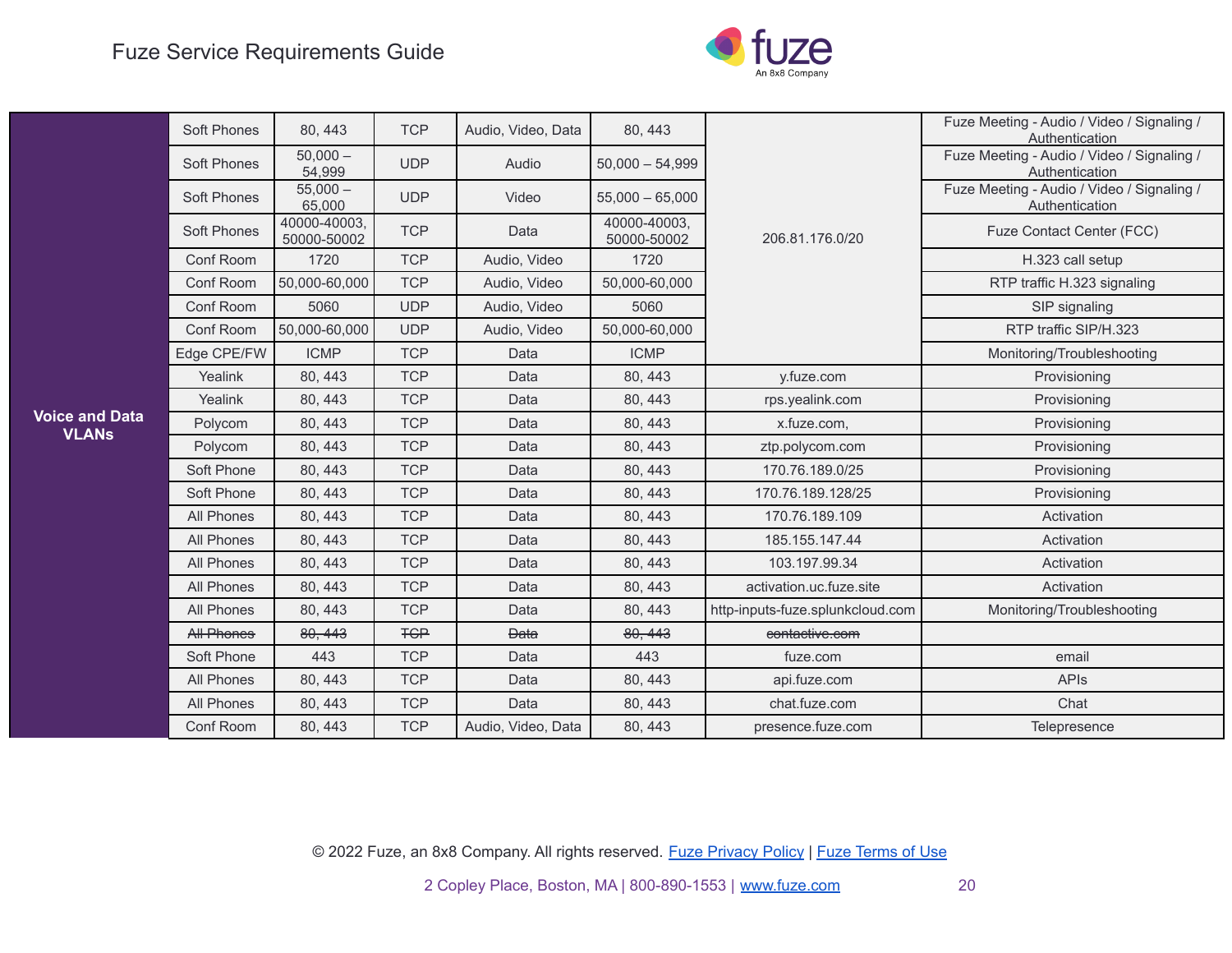| | | | | | | | |
|---|---|---|---|---|---|---|---|
| **Voice and Data VLANs** | Soft Phones | 80, 443 | TCP | Audio, Video, Data | 80, 443 | 206.81.176.0/20 | Fuze Meeting - Audio / Video / Signaling / Authentication |
| | Soft Phones | 50,000 – 54,999 | UDP | Audio | 50,000 – 54,999 | | Fuze Meeting - Audio / Video / Signaling / Authentication |
| | Soft Phones | 55,000 – 65,000 | UDP | Video | 55,000 – 65,000 | | Fuze Meeting - Audio / Video / Signaling / Authentication |
| | Soft Phones | 40000-40003, 50000-50002 | TCP | Data | 40000-40003, 50000-50002 | | Fuze Contact Center (FCC) |
| | Conf Room | 1720 | TCP | Audio, Video | 1720 | | H.323 call setup |
| | Conf Room | 50,000-60,000 | TCP | Audio, Video | 50,000-60,000 | | RTP traffic H.323 signaling |
| | Conf Room | 5060 | UDP | Audio, Video | 5060 | | SIP signaling |
| | Conf Room | 50,000-60,000 | UDP | Audio, Video | 50,000-60,000 | | RTP traffic SIP/H.323 |
| | Edge CPE/FW | ICMP | TCP | Data | ICMP | | Monitoring/Troubleshooting |
| | Yealink | 80, 443 | TCP | Data | 80, 443 | y.fuze.com | Provisioning |
| | Yealink | 80, 443 | TCP | Data | 80, 443 | rps.yealink.com | Provisioning |
| | Polycom | 80, 443 | TCP | Data | 80, 443 | x.fuze.com, | Provisioning |
| | Polycom | 80, 443 | TCP | Data | 80, 443 | ztp.polycom.com | Provisioning |
| | Soft Phone | 80, 443 | TCP | Data | 80, 443 | 170.76.189.0/25 | Provisioning |
| | Soft Phone | 80, 443 | TCP | Data | 80, 443 | 170.76.189.128/25 | Provisioning |
| | All Phones | 80, 443 | TCP | Data | 80, 443 | 170.76.189.109 | Activation |
| | All Phones | 80, 443 | TCP | Data | 80, 443 | 185.155.147.44 | Activation |
| | All Phones | 80, 443 | TCP | Data | 80, 443 | 103.197.99.34 | Activation |
| | All Phones | 80, 443 | TCP | Data | 80, 443 | activation.uc.fuze.site | Activation |
| | All Phones | 80, 443 | TCP | Data | 80, 443 | http-inputs-fuze.splunkcloud.com | Monitoring/Troubleshooting |
| | ~~All Phones~~ | ~~80, 443~~ | ~~TCP~~ | ~~Data~~ | ~~80, 443~~ | ~~contactive.com~~ | |
| | Soft Phone | 443 | TCP | Data | 443 | fuze.com | email |
| | All Phones | 80, 443 | TCP | Data | 80, 443 | api.fuze.com | APIs |
| | All Phones | 80, 443 | TCP | Data | 80, 443 | chat.fuze.com | Chat |
| | Conf Room | 80, 443 | TCP | Audio, Video, Data | 80, 443 | presence.fuze.com | Telepresence |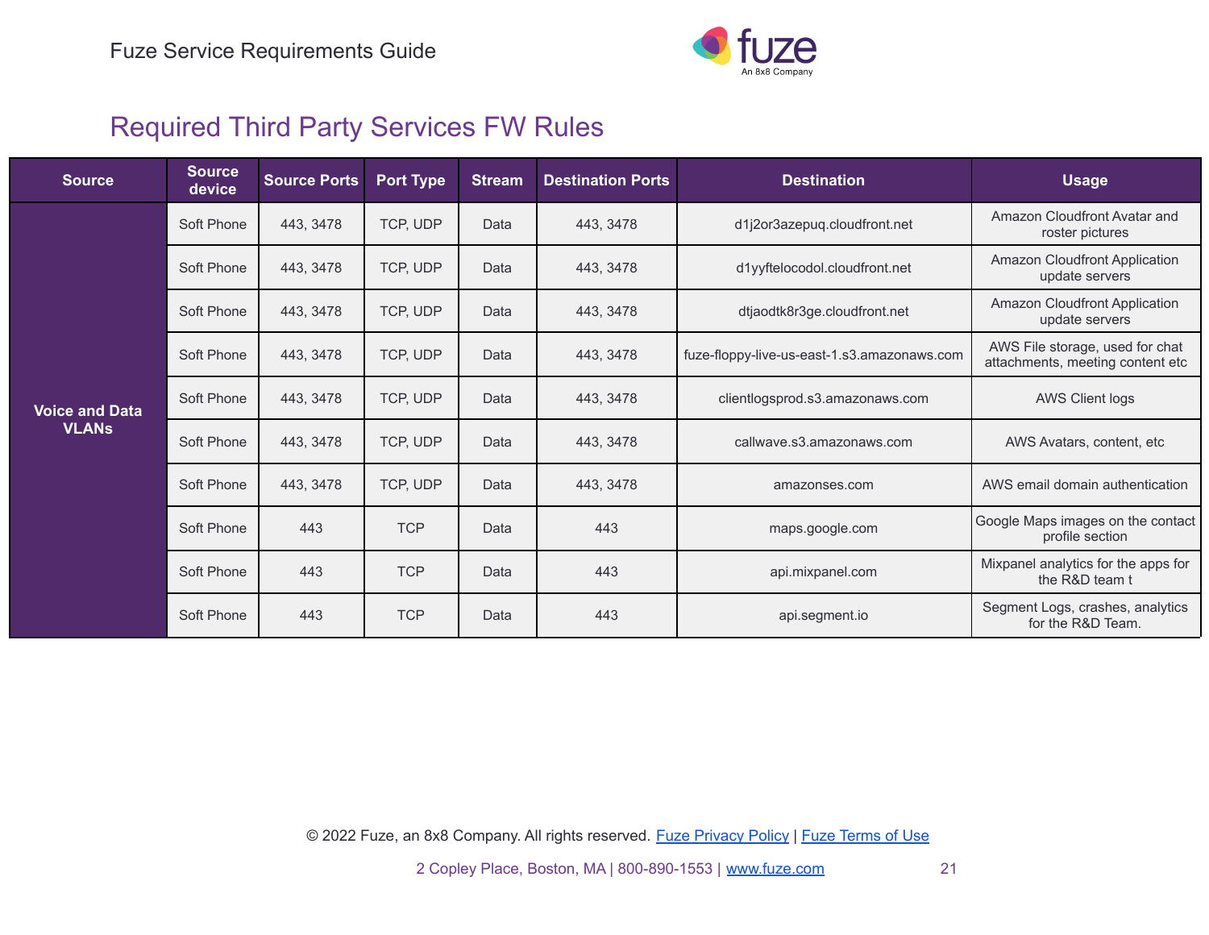## Required Third Party Services FW Rules

| Source | Source device | Source Ports | Port Type | Stream | Destination Ports | Destination | Usage |
|---|---|---|---|---|---|---|---|
| Voice and Data VLANs | Soft Phone | 443, 3478 | TCP, UDP | Data | 443, 3478 | d1j2or3azepuq.cloudfront.net | Amazon Cloudfront Avatar and roster pictures |
| | Soft Phone | 443, 3478 | TCP, UDP | Data | 443, 3478 | d1yyftelocodol.cloudfront.net | Amazon Cloudfront Application update servers |
| | Soft Phone | 443, 3478 | TCP, UDP | Data | 443, 3478 | dtjaodtk8r3ge.cloudfront.net | Amazon Cloudfront Application update servers |
| | Soft Phone | 443, 3478 | TCP, UDP | Data | 443, 3478 | fuze-floppy-live-us-east-1.s3.amazonaws.com | AWS File storage, used for chat attachments, meeting content etc |
| | Soft Phone | 443, 3478 | TCP, UDP | Data | 443, 3478 | clientlogsprod.s3.amazonaws.com | AWS Client logs |
| | Soft Phone | 443, 3478 | TCP, UDP | Data | 443, 3478 | callwave.s3.amazonaws.com | AWS Avatars, content, etc |
| | Soft Phone | 443, 3478 | TCP, UDP | Data | 443, 3478 | amazonses.com | AWS email domain authentication |
| | Soft Phone | 443 | TCP | Data | 443 | maps.google.com | Google Maps images on the contact profile section |
| | Soft Phone | 443 | TCP | Data | 443 | api.mixpanel.com | Mixpanel analytics for the apps for the R&D team t |
| | Soft Phone | 443 | TCP | Data | 443 | api.segment.io | Segment Logs, crashes, analytics for the R&D Team. |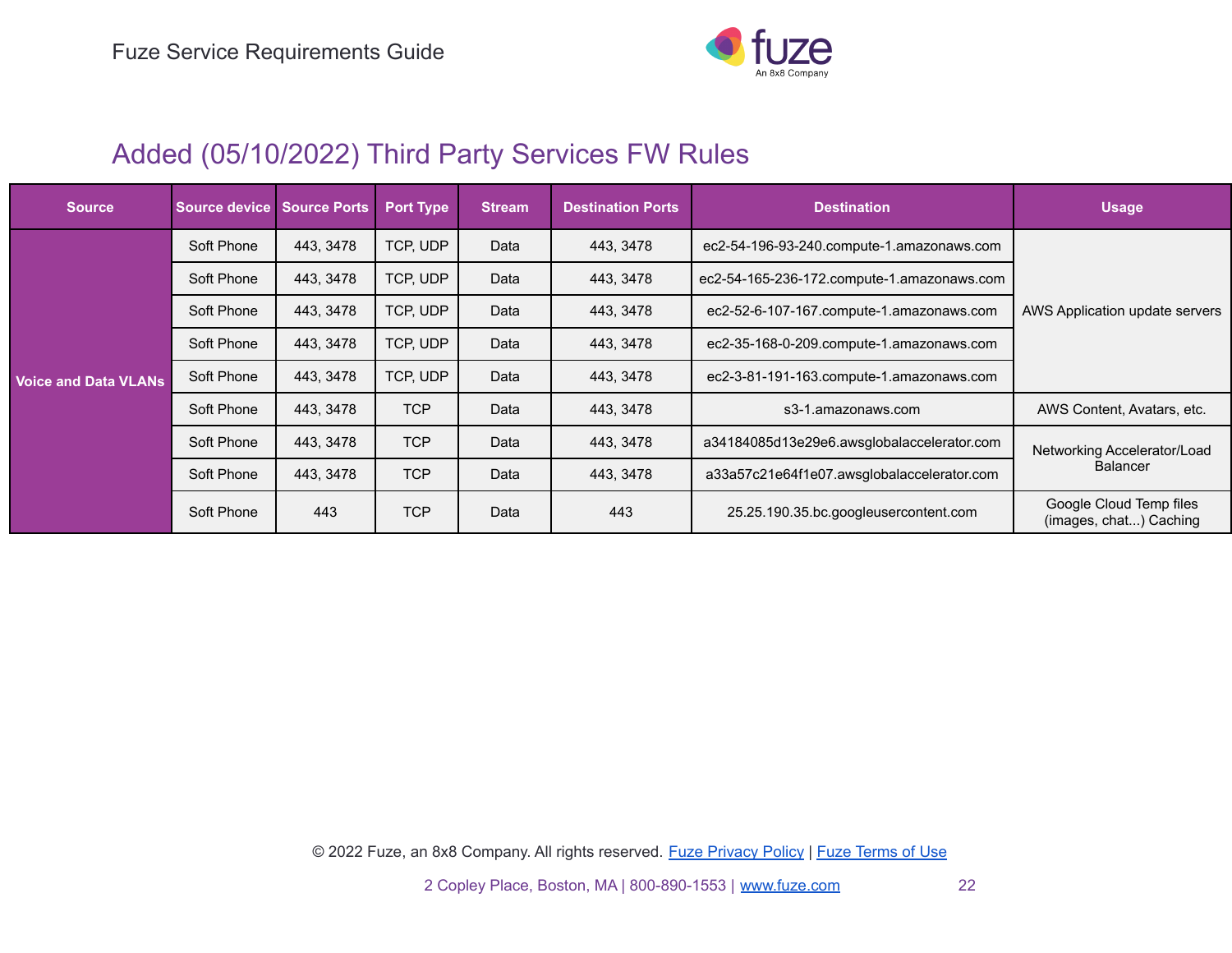## Added (05/10/2022) Third Party Services FW Rules

| Source | Source device | Source Ports | Port Type | Stream | Destination Ports | Destination | Usage |
|---|---|---|---|---|---|---|---|
| Voice and Data VLANs | Soft Phone | 443, 3478 | TCP, UDP | Data | 443, 3478 | ec2-54-196-93-240.compute-1.amazonaws.com | AWS Application update servers |
| | Soft Phone | 443, 3478 | TCP, UDP | Data | 443, 3478 | ec2-54-165-236-172.compute-1.amazonaws.com | |
| | Soft Phone | 443, 3478 | TCP, UDP | Data | 443, 3478 | ec2-52-6-107-167.compute-1.amazonaws.com | |
| | Soft Phone | 443, 3478 | TCP, UDP | Data | 443, 3478 | ec2-35-168-0-209.compute-1.amazonaws.com | |
| | Soft Phone | 443, 3478 | TCP, UDP | Data | 443, 3478 | ec2-3-81-191-163.compute-1.amazonaws.com | |
| | Soft Phone | 443, 3478 | TCP | Data | 443, 3478 | s3-1.amazonaws.com | AWS Content, Avatars, etc. |
| | Soft Phone | 443, 3478 | TCP | Data | 443, 3478 | a34184085d13e29e6.awsglobalaccelerator.com | Networking Accelerator/Load Balancer |
| | Soft Phone | 443, 3478 | TCP | Data | 443, 3478 | a33a57c21e64f1e07.awsglobalaccelerator.com | |
| | Soft Phone | 443 | TCP | Data | 443 | 25.25.190.35.bc.googleusercontent.com | Google Cloud Temp files (images, chat...) Caching |

© 2022 Fuze, an 8x8 Company. All rights reserved. Fuze Privacy Policy | Fuze Terms of Use

2 Copley Place, Boston, MA | 800-890-1553 | www.fuze.com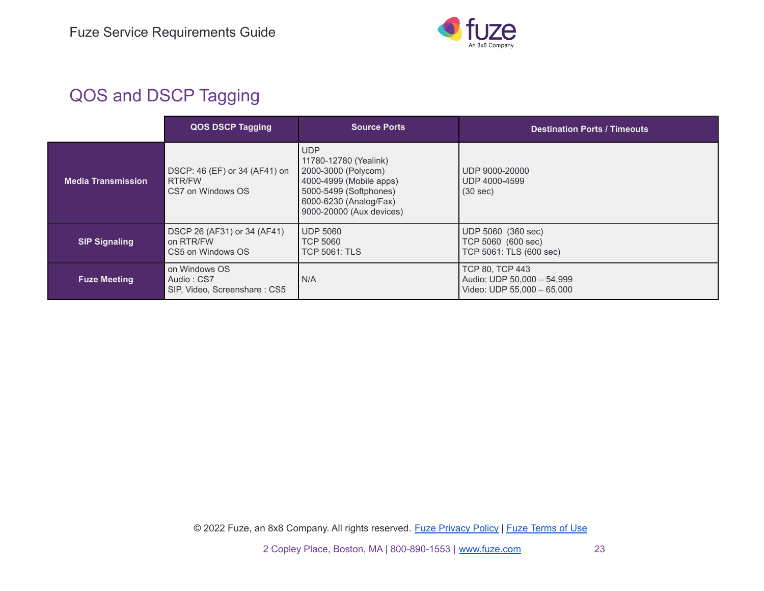## QOS and DSCP Tagging

| | QOS DSCP Tagging | Source Ports | Destination Ports / Timeouts |
|---|---|---|---|
| **Media Transmission** | DSCP: 46 (EF) or 34 (AF41) on RTR/FW<br>CS7 on Windows OS | UDP<br>11780-12780 (Yealink)<br>2000-3000 (Polycom)<br>4000-4999 (Mobile apps)<br>5000-5499 (Softphones)<br>6000-6230 (Analog/Fax)<br>9000-20000 (Aux devices) | UDP 9000-20000<br>UDP 4000-4599<br>(30 sec) |
| **SIP Signaling** | DSCP 26 (AF31) or 34 (AF41) on RTR/FW<br>CS5 on Windows OS | UDP 5060<br>TCP 5060<br>TCP 5061: TLS | UDP 5060 (360 sec)<br>TCP 5060 (600 sec)<br>TCP 5061: TLS (600 sec) |
| **Fuze Meeting** | on Windows OS<br>Audio : CS7<br>SIP, Video, Screenshare : CS5 | N/A | TCP 80, TCP 443<br>Audio: UDP 50,000 – 54,999<br>Video: UDP 55,000 – 65,000 |

© 2022 Fuze, an 8x8 Company. All rights reserved. Fuze Privacy Policy | Fuze Terms of Use

2 Copley Place, Boston, MA | 800-890-1553 | www.fuze.com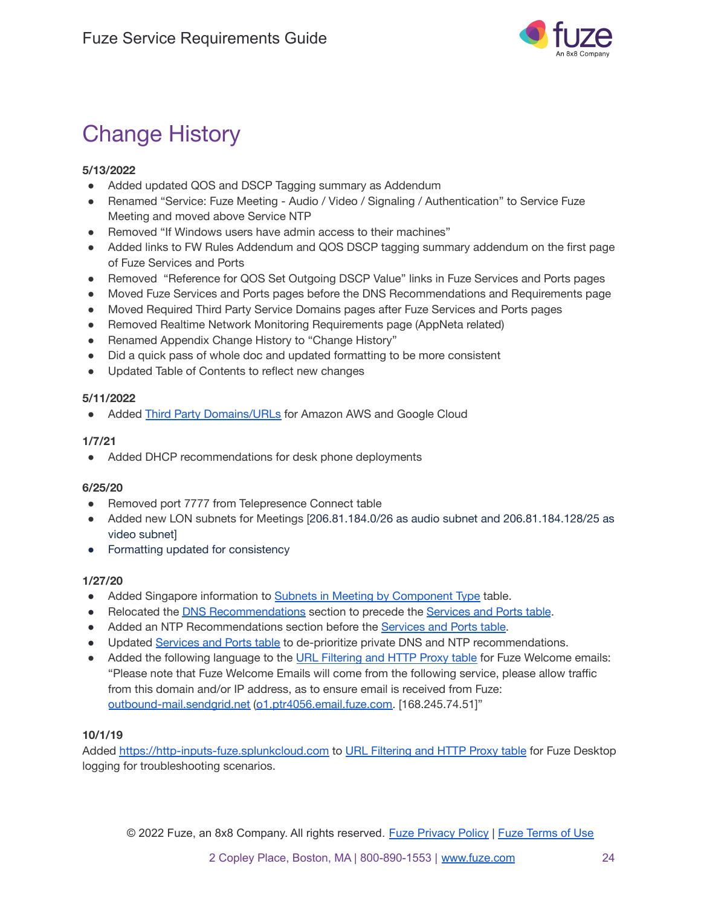# Change History

**5/13/2022**

- Added updated QOS and DSCP Tagging summary as Addendum
- Renamed "Service: Fuze Meeting - Audio / Video / Signaling / Authentication" to Service Fuze Meeting and moved above Service NTP
- Removed "If Windows users have admin access to their machines"
- Added links to FW Rules Addendum and QOS DSCP tagging summary addendum on the first page of Fuze Services and Ports
- Removed "Reference for QOS Set Outgoing DSCP Value" links in Fuze Services and Ports pages
- Moved Fuze Services and Ports pages before the DNS Recommendations and Requirements page
- Moved Required Third Party Service Domains pages after Fuze Services and Ports pages
- Removed Realtime Network Monitoring Requirements page (AppNeta related)
- Renamed Appendix Change History to "Change History"
- Did a quick pass of whole doc and updated formatting to be more consistent
- Updated Table of Contents to reflect new changes

**5/11/2022**

- Added Third Party Domains/URLs for Amazon AWS and Google Cloud

**1/7/21**

- Added DHCP recommendations for desk phone deployments

**6/25/20**

- Removed port 7777 from Telepresence Connect table
- Added new LON subnets for Meetings [206.81.184.0/26 as audio subnet and 206.81.184.128/25 as video subnet]
- Formatting updated for consistency

**1/27/20**

- Added Singapore information to Subnets in Meeting by Component Type table.
- Relocated the DNS Recommendations section to precede the Services and Ports table.
- Added an NTP Recommendations section before the Services and Ports table.
- Updated Services and Ports table to de-prioritize private DNS and NTP recommendations.
- Added the following language to the URL Filtering and HTTP Proxy table for Fuze Welcome emails: "Please note that Fuze Welcome Emails will come from the following service, please allow traffic from this domain and/or IP address, as to ensure email is received from Fuze: outbound-mail.sendgrid.net (o1.ptr4056.email.fuze.com. [168.245.74.51]"

**10/1/19**

Added https://http-inputs-fuze.splunkcloud.com to URL Filtering and HTTP Proxy table for Fuze Desktop logging for troubleshooting scenarios.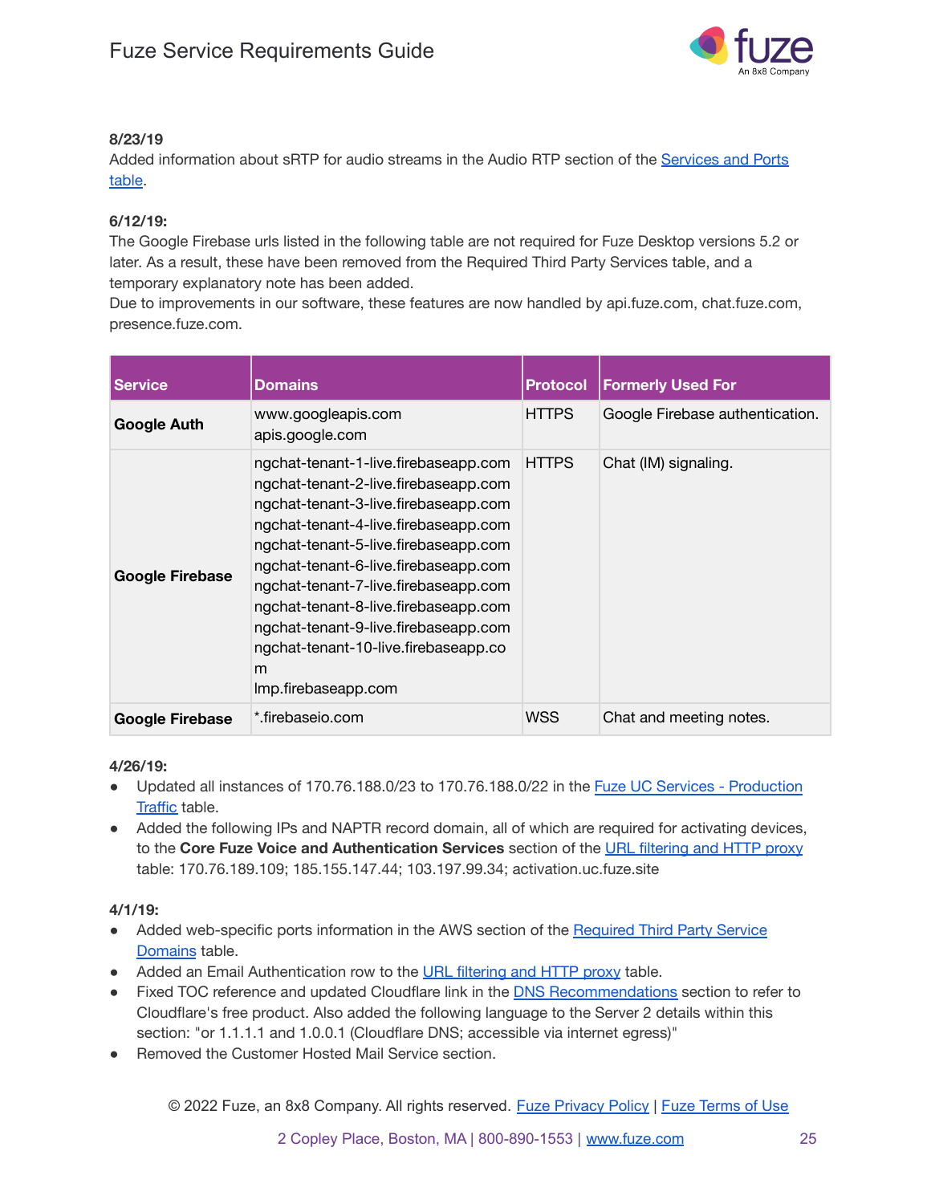**8/23/19**

Added information about sRTP for audio streams in the Audio RTP section of the Services and Ports table.

**6/12/19:**

The Google Firebase urls listed in the following table are not required for Fuze Desktop versions 5.2 or later. As a result, these have been removed from the Required Third Party Services table, and a temporary explanatory note has been added.

Due to improvements in our software, these features are now handled by api.fuze.com, chat.fuze.com, presence.fuze.com.

| Service | Domains | Protocol | Formerly Used For |
|---|---|---|---|
| **Google Auth** | www.googleapis.com<br>apis.google.com | HTTPS | Google Firebase authentication. |
| **Google Firebase** | ngchat-tenant-1-live.firebaseapp.com<br>ngchat-tenant-2-live.firebaseapp.com<br>ngchat-tenant-3-live.firebaseapp.com<br>ngchat-tenant-4-live.firebaseapp.com<br>ngchat-tenant-5-live.firebaseapp.com<br>ngchat-tenant-6-live.firebaseapp.com<br>ngchat-tenant-7-live.firebaseapp.com<br>ngchat-tenant-8-live.firebaseapp.com<br>ngchat-tenant-9-live.firebaseapp.com<br>ngchat-tenant-10-live.firebaseapp.com<br>lmp.firebaseapp.com | HTTPS | Chat (IM) signaling. |
| **Google Firebase** | *.firebaseio.com | WSS | Chat and meeting notes. |

**4/26/19:**

- Updated all instances of 170.76.188.0/23 to 170.76.188.0/22 in the Fuze UC Services - Production Traffic table.
- Added the following IPs and NAPTR record domain, all of which are required for activating devices, to the **Core Fuze Voice and Authentication Services** section of the URL filtering and HTTP proxy table: 170.76.189.109; 185.155.147.44; 103.197.99.34; activation.uc.fuze.site

**4/1/19:**

- Added web-specific ports information in the AWS section of the Required Third Party Service Domains table.
- Added an Email Authentication row to the URL filtering and HTTP proxy table.
- Fixed TOC reference and updated Cloudflare link in the DNS Recommendations section to refer to Cloudflare's free product. Also added the following language to the Server 2 details within this section: "or 1.1.1.1 and 1.0.0.1 (Cloudflare DNS; accessible via internet egress)"
- Removed the Customer Hosted Mail Service section.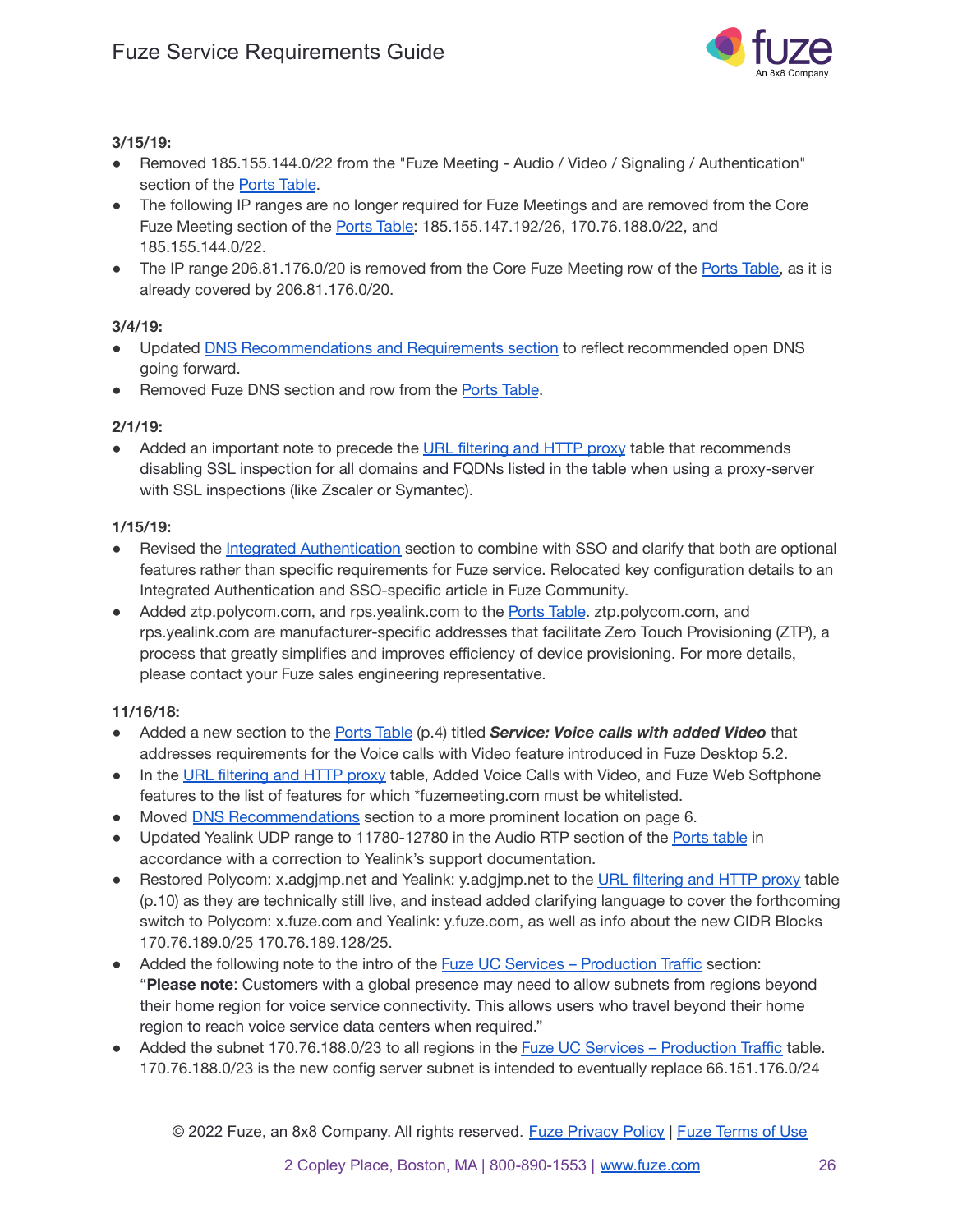**3/15/19:**

- Removed 185.155.144.0/22 from the "Fuze Meeting - Audio / Video / Signaling / Authentication" section of the Ports Table.
- The following IP ranges are no longer required for Fuze Meetings and are removed from the Core Fuze Meeting section of the Ports Table: 185.155.147.192/26, 170.76.188.0/22, and 185.155.144.0/22.
- The IP range 206.81.176.0/20 is removed from the Core Fuze Meeting row of the Ports Table, as it is already covered by 206.81.176.0/20.

**3/4/19:**

- Updated DNS Recommendations and Requirements section to reflect recommended open DNS going forward.
- Removed Fuze DNS section and row from the Ports Table.

**2/1/19:**

- Added an important note to precede the URL filtering and HTTP proxy table that recommends disabling SSL inspection for all domains and FQDNs listed in the table when using a proxy-server with SSL inspections (like Zscaler or Symantec).

**1/15/19:**

- Revised the Integrated Authentication section to combine with SSO and clarify that both are optional features rather than specific requirements for Fuze service. Relocated key configuration details to an Integrated Authentication and SSO-specific article in Fuze Community.
- Added ztp.polycom.com, and rps.yealink.com to the Ports Table. ztp.polycom.com, and rps.yealink.com are manufacturer-specific addresses that facilitate Zero Touch Provisioning (ZTP), a process that greatly simplifies and improves efficiency of device provisioning. For more details, please contact your Fuze sales engineering representative.

**11/16/18:**

- Added a new section to the Ports Table (p.4) titled ***Service: Voice calls with added Video*** that addresses requirements for the Voice calls with Video feature introduced in Fuze Desktop 5.2.
- In the URL filtering and HTTP proxy table, Added Voice Calls with Video, and Fuze Web Softphone features to the list of features for which *fuzemeeting.com must be whitelisted.
- Moved DNS Recommendations section to a more prominent location on page 6.
- Updated Yealink UDP range to 11780-12780 in the Audio RTP section of the Ports table in accordance with a correction to Yealink's support documentation.
- Restored Polycom: x.adgjmp.net and Yealink: y.adgjmp.net to the URL filtering and HTTP proxy table (p.10) as they are technically still live, and instead added clarifying language to cover the forthcoming switch to Polycom: x.fuze.com and Yealink: y.fuze.com, as well as info about the new CIDR Blocks 170.76.189.0/25 170.76.189.128/25.
- Added the following note to the intro of the Fuze UC Services – Production Traffic section: "**Please note**: Customers with a global presence may need to allow subnets from regions beyond their home region for voice service connectivity. This allows users who travel beyond their home region to reach voice service data centers when required."
- Added the subnet 170.76.188.0/23 to all regions in the Fuze UC Services – Production Traffic table. 170.76.188.0/23 is the new config server subnet is intended to eventually replace 66.151.176.0/24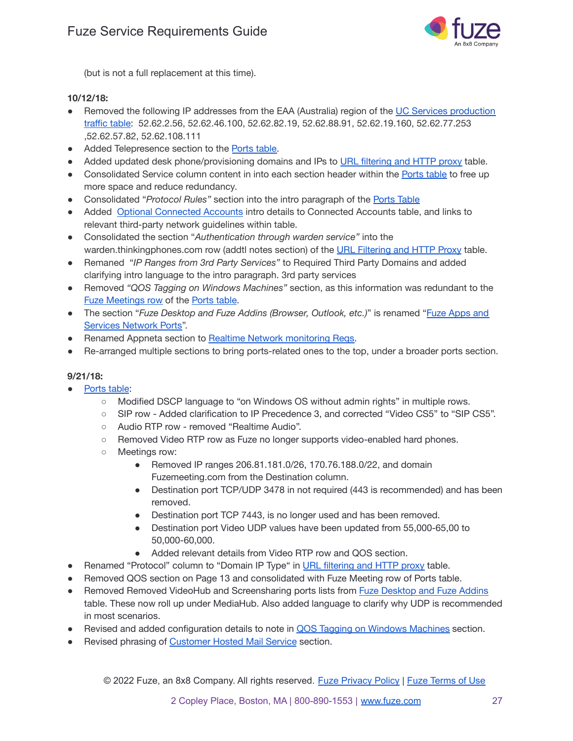(but is not a full replacement at this time).

**10/12/18:**

- Removed the following IP addresses from the EAA (Australia) region of the UC Services production traffic table: 52.62.2.56, 52.62.46.100, 52.62.82.19, 52.62.88.91, 52.62.19.160, 52.62.77.253 ,52.62.57.82, 52.62.108.111
- Added Telepresence section to the Ports table.
- Added updated desk phone/provisioning domains and IPs to URL filtering and HTTP proxy table.
- Consolidated Service column content in into each section header within the Ports table to free up more space and reduce redundancy.
- Consolidated "*Protocol Rules"* section into the intro paragraph of the Ports Table
- Added Optional Connected Accounts intro details to Connected Accounts table, and links to relevant third-party network guidelines within table.
- Consolidated the section "*Authentication through warden service"* into the warden.thinkingphones.com row (addtl notes section) of the URL Filtering and HTTP Proxy table.
- Remaned "*IP Ranges from 3rd Party Services"* to Required Third Party Domains and added clarifying intro language to the intro paragraph. 3rd party services
- Removed *"QOS Tagging on Windows Machines"* section, as this information was redundant to the Fuze Meetings row of the Ports table.
- The section "*Fuze Desktop and Fuze Addins (Browser, Outlook, etc.)*" is renamed "Fuze Apps and Services Network Ports".
- Renamed Appneta section to Realtime Network monitoring Reqs.
- Re-arranged multiple sections to bring ports-related ones to the top, under a broader ports section.

**9/21/18:**

- Ports table:
  - Modified DSCP language to "on Windows OS without admin rights" in multiple rows.
  - SIP row - Added clarification to IP Precedence 3, and corrected "Video CS5" to "SIP CS5".
  - Audio RTP row - removed "Realtime Audio".
  - Removed Video RTP row as Fuze no longer supports video-enabled hard phones.
  - Meetings row:
    - Removed IP ranges 206.81.181.0/26, 170.76.188.0/22, and domain Fuzemeeting.com from the Destination column.
    - Destination port TCP/UDP 3478 in not required (443 is recommended) and has been removed.
    - Destination port TCP 7443, is no longer used and has been removed.
    - Destination port Video UDP values have been updated from 55,000-65,00 to 50,000-60,000.
    - Added relevant details from Video RTP row and QOS section.
- Renamed "Protocol" column to "Domain IP Type" in URL filtering and HTTP proxy table.
- Removed QOS section on Page 13 and consolidated with Fuze Meeting row of Ports table.
- Removed Removed VideoHub and Screensharing ports lists from Fuze Desktop and Fuze Addins table. These now roll up under MediaHub. Also added language to clarify why UDP is recommended in most scenarios.
- Revised and added configuration details to note in QOS Tagging on Windows Machines section.
- Revised phrasing of Customer Hosted Mail Service section.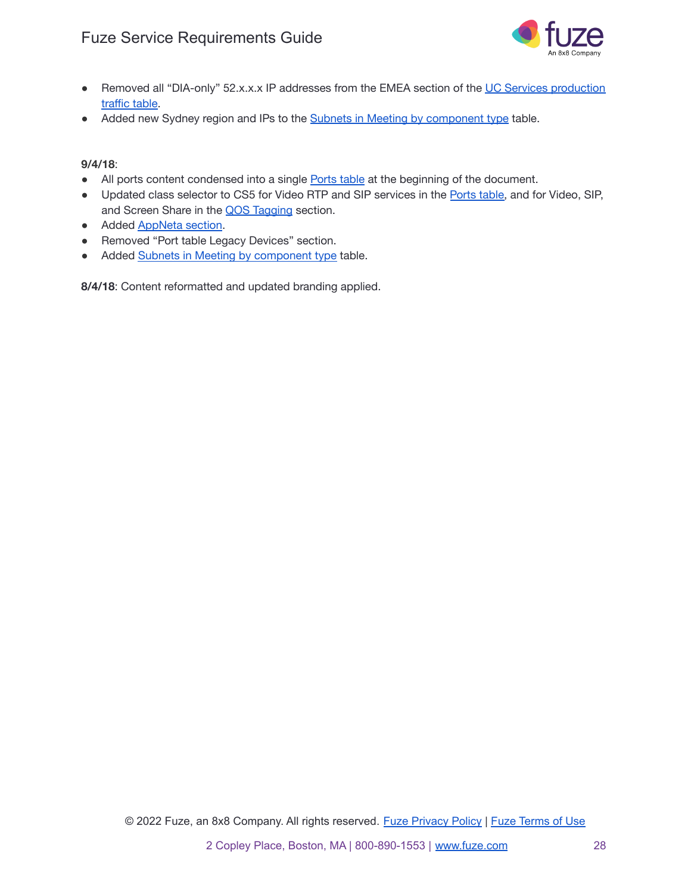- Removed all “DIA-only” 52.x.x.x IP addresses from the EMEA section of the UC Services production traffic table.
- Added new Sydney region and IPs to the Subnets in Meeting by component type table.

**9/4/18**:

- All ports content condensed into a single Ports table at the beginning of the document.
- Updated class selector to CS5 for Video RTP and SIP services in the Ports table, and for Video, SIP, and Screen Share in the QOS Tagging section.
- Added AppNeta section.
- Removed “Port table Legacy Devices” section.
- Added Subnets in Meeting by component type table.

**8/4/18**: Content reformatted and updated branding applied.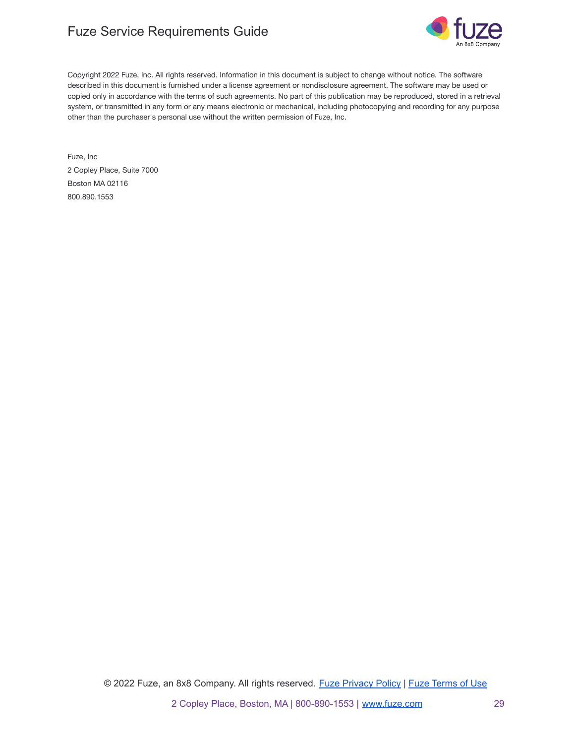Copyright 2022 Fuze, Inc. All rights reserved. Information in this document is subject to change without notice. The software described in this document is furnished under a license agreement or nondisclosure agreement. The software may be used or copied only in accordance with the terms of such agreements. No part of this publication may be reproduced, stored in a retrieval system, or transmitted in any form or any means electronic or mechanical, including photocopying and recording for any purpose other than the purchaser's personal use without the written permission of Fuze, Inc.

Fuze, Inc

2 Copley Place, Suite 7000

Boston MA 02116

800.890.1553